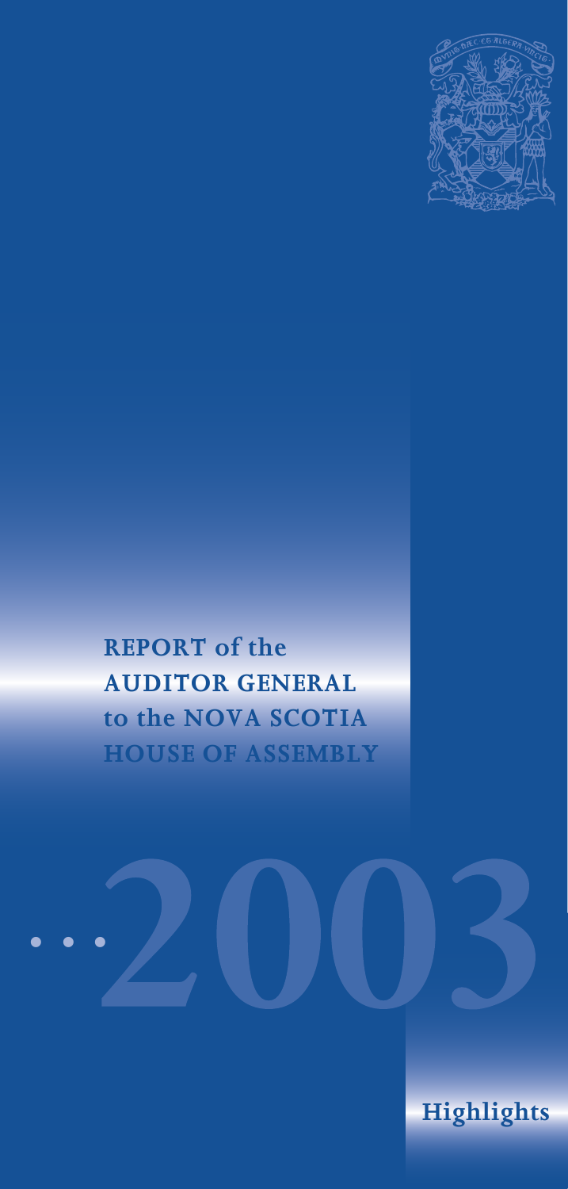# REPORT of the AUDITOR GENERAL to the NOVA SCOTIA HOUSE OF ASSEMBLY

# 2003

## Highlights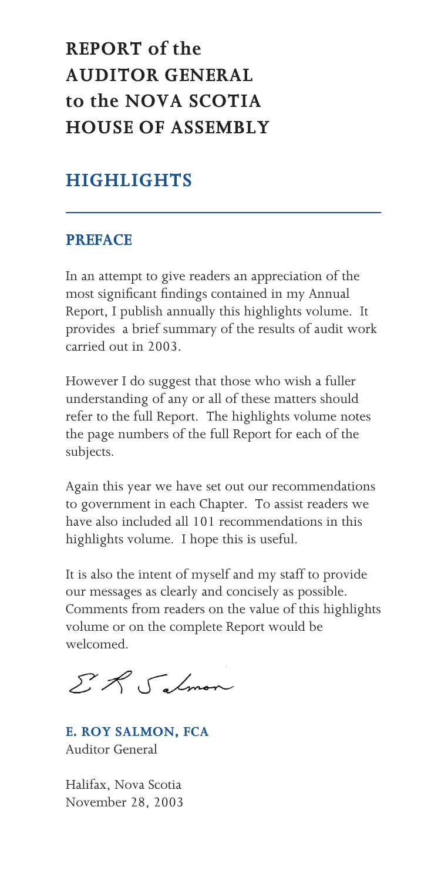# REPORT of the AUDITOR GENERAL to the NOVA SCOTIA HOUSE OF ASSEMBLY

## HIGHLIGHTS

### PREFACE

In an attempt to give readers an appreciation of the most significant findings contained in my Annual Report, I publish annually this highlights volume. It provides a brief summary of the results of audit work carried out in 2003.

However I do suggest that those who wish a fuller understanding of any or all of these matters should refer to the full Report. The highlights volume notes the page numbers of the full Report for each of the subjects.

Again this year we have set out our recommendations to government in each Chapter. To assist readers we have also included all 101 recommendations in this highlights volume. I hope this is useful.

It is also the intent of myself and my staff to provide our messages as clearly and concisely as possible. Comments from readers on the value of this highlights volume or on the complete Report would be welcomed.

**E. ROY SALMON, FCA**
Auditor General

Halifax, Nova Scotia
November 28, 2003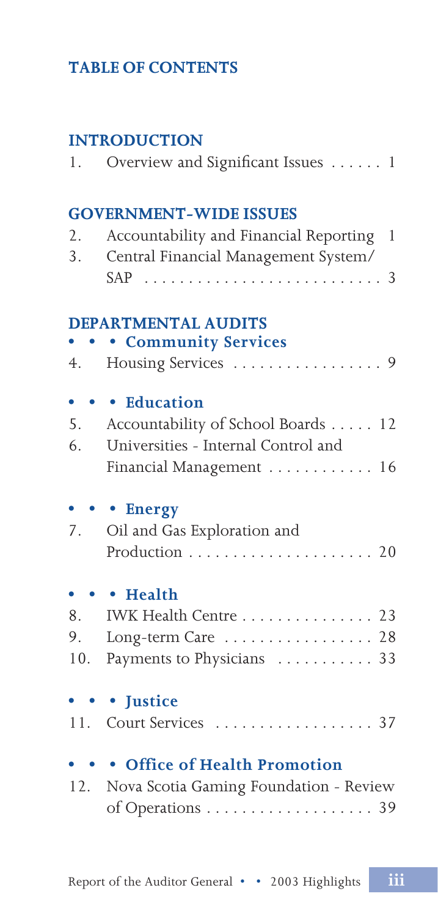## TABLE OF CONTENTS

### INTRODUCTION

1. Overview and Significant Issues . . . . . . 1

### GOVERNMENT-WIDE ISSUES

2. Accountability and Financial Reporting 1
3. Central Financial Management System/ SAP . . . . . . . . . . . . . . . . . . . . . . . . . 3

### DEPARTMENTAL AUDITS

**• • • Community Services**

4. Housing Services . . . . . . . . . . . . . . . . . 9

**• • • Education**

5. Accountability of School Boards . . . . . 12
6. Universities - Internal Control and Financial Management . . . . . . . . . . . . 16

**• • • Energy**

7. Oil and Gas Exploration and Production . . . . . . . . . . . . . . . . . . . . . 20

**• • • Health**

8. IWK Health Centre . . . . . . . . . . . . . . . 23
9. Long-term Care . . . . . . . . . . . . . . . . . 28
10. Payments to Physicians . . . . . . . . . . . 33

**• • • Justice**

11. Court Services . . . . . . . . . . . . . . . . . . 37

**• • • Office of Health Promotion**

12. Nova Scotia Gaming Foundation - Review of Operations . . . . . . . . . . . . . . . . . . 39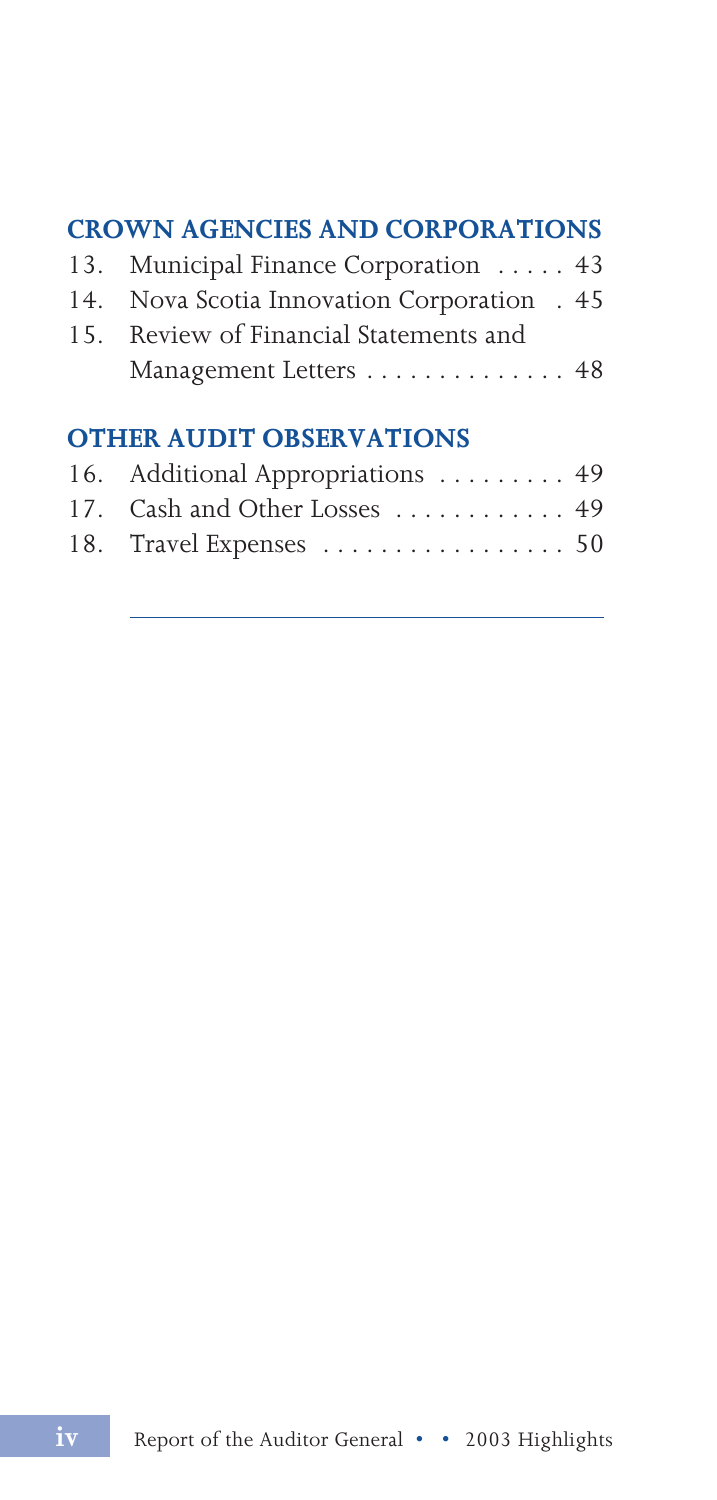## CROWN AGENCIES AND CORPORATIONS

13. Municipal Finance Corporation . . . . . 43
14. Nova Scotia Innovation Corporation . 45
15. Review of Financial Statements and Management Letters . . . . . . . . . . . . . . 48

## OTHER AUDIT OBSERVATIONS

16. Additional Appropriations . . . . . . . . . 49
17. Cash and Other Losses . . . . . . . . . . . . 49
18. Travel Expenses . . . . . . . . . . . . . . . . . 50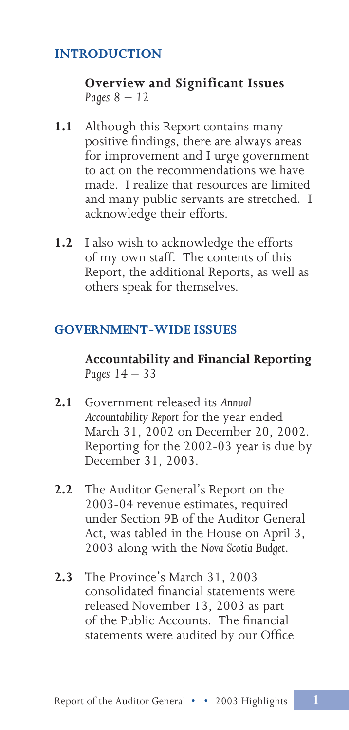## INTRODUCTION

### Overview and Significant Issues
*Pages 8 – 12*

**1.1** Although this Report contains many positive findings, there are always areas for improvement and I urge government to act on the recommendations we have made. I realize that resources are limited and many public servants are stretched. I acknowledge their efforts.

**1.2** I also wish to acknowledge the efforts of my own staff. The contents of this Report, the additional Reports, as well as others speak for themselves.

## GOVERNMENT-WIDE ISSUES

### Accountability and Financial Reporting
*Pages 14 – 33*

**2.1** Government released its *Annual Accountability Report* for the year ended March 31, 2002 on December 20, 2002. Reporting for the 2002-03 year is due by December 31, 2003.

**2.2** The Auditor General's Report on the 2003-04 revenue estimates, required under Section 9B of the Auditor General Act, was tabled in the House on April 3, 2003 along with the *Nova Scotia Budget*.

**2.3** The Province's March 31, 2003 consolidated financial statements were released November 13, 2003 as part of the Public Accounts. The financial statements were audited by our Office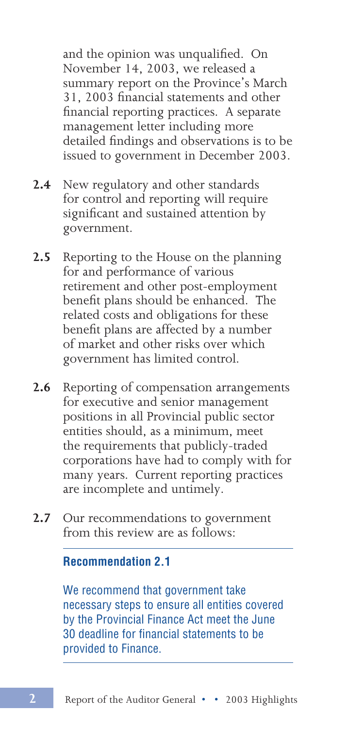and the opinion was unqualified. On November 14, 2003, we released a summary report on the Province's March 31, 2003 financial statements and other financial reporting practices. A separate management letter including more detailed findings and observations is to be issued to government in December 2003.

**2.4** New regulatory and other standards for control and reporting will require significant and sustained attention by government.

**2.5** Reporting to the House on the planning for and performance of various retirement and other post-employment benefit plans should be enhanced. The related costs and obligations for these benefit plans are affected by a number of market and other risks over which government has limited control.

**2.6** Reporting of compensation arrangements for executive and senior management positions in all Provincial public sector entities should, as a minimum, meet the requirements that publicly-traded corporations have had to comply with for many years. Current reporting practices are incomplete and untimely.

**2.7** Our recommendations to government from this review are as follows:

**Recommendation 2.1**

We recommend that government take necessary steps to ensure all entities covered by the Provincial Finance Act meet the June 30 deadline for financial statements to be provided to Finance.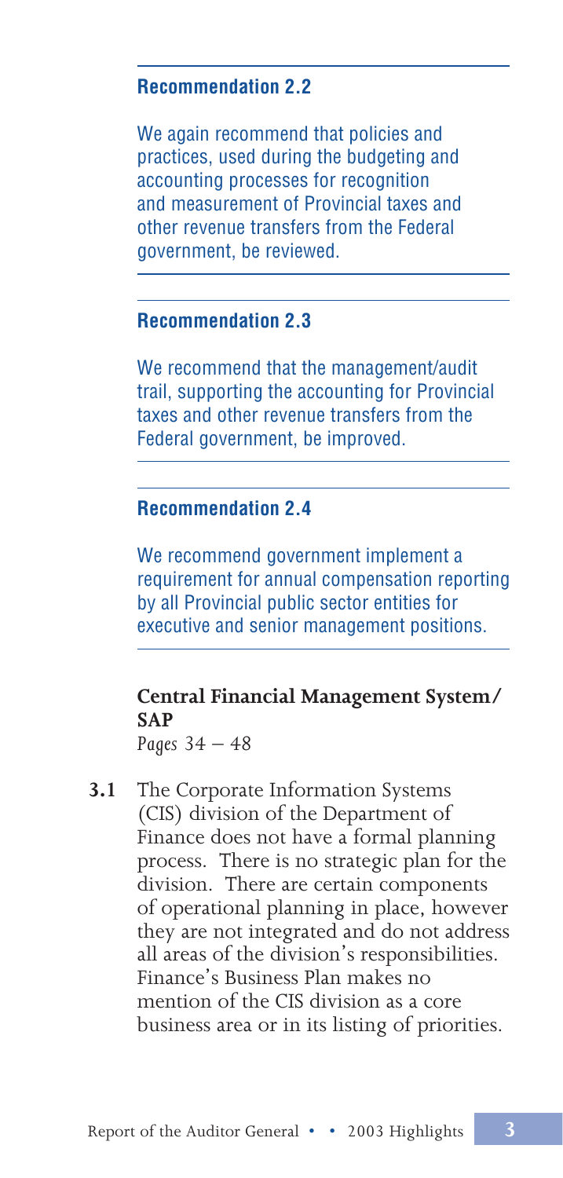#### Recommendation 2.2

We again recommend that policies and practices, used during the budgeting and accounting processes for recognition and measurement of Provincial taxes and other revenue transfers from the Federal government, be reviewed.

#### Recommendation 2.3

We recommend that the management/audit trail, supporting the accounting for Provincial taxes and other revenue transfers from the Federal government, be improved.

#### Recommendation 2.4

We recommend government implement a requirement for annual compensation reporting by all Provincial public sector entities for executive and senior management positions.

### Central Financial Management System/ SAP

*Pages 34 – 48*

**3.1** The Corporate Information Systems (CIS) division of the Department of Finance does not have a formal planning process. There is no strategic plan for the division. There are certain components of operational planning in place, however they are not integrated and do not address all areas of the division's responsibilities. Finance's Business Plan makes no mention of the CIS division as a core business area or in its listing of priorities.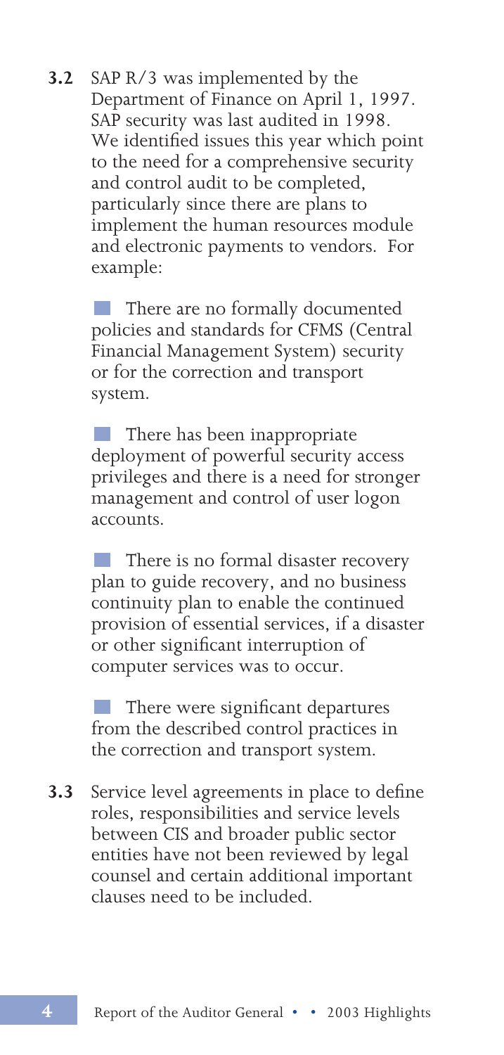**3.2** SAP R/3 was implemented by the Department of Finance on April 1, 1997. SAP security was last audited in 1998. We identified issues this year which point to the need for a comprehensive security and control audit to be completed, particularly since there are plans to implement the human resources module and electronic payments to vendors. For example:

- There are no formally documented policies and standards for CFMS (Central Financial Management System) security or for the correction and transport system.
- There has been inappropriate deployment of powerful security access privileges and there is a need for stronger management and control of user logon accounts.
- There is no formal disaster recovery plan to guide recovery, and no business continuity plan to enable the continued provision of essential services, if a disaster or other significant interruption of computer services was to occur.
- There were significant departures from the described control practices in the correction and transport system.

**3.3** Service level agreements in place to define roles, responsibilities and service levels between CIS and broader public sector entities have not been reviewed by legal counsel and certain additional important clauses need to be included.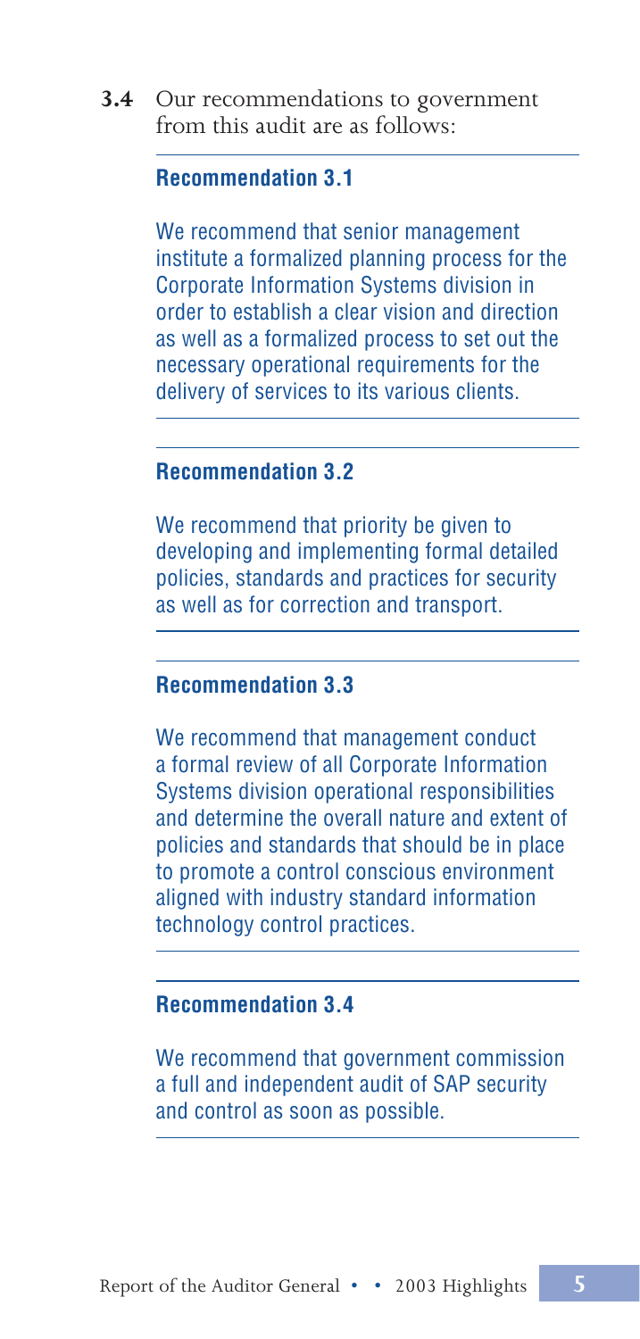**3.4** Our recommendations to government from this audit are as follows:

**Recommendation 3.1**

We recommend that senior management institute a formalized planning process for the Corporate Information Systems division in order to establish a clear vision and direction as well as a formalized process to set out the necessary operational requirements for the delivery of services to its various clients.

**Recommendation 3.2**

We recommend that priority be given to developing and implementing formal detailed policies, standards and practices for security as well as for correction and transport.

**Recommendation 3.3**

We recommend that management conduct a formal review of all Corporate Information Systems division operational responsibilities and determine the overall nature and extent of policies and standards that should be in place to promote a control conscious environment aligned with industry standard information technology control practices.

**Recommendation 3.4**

We recommend that government commission a full and independent audit of SAP security and control as soon as possible.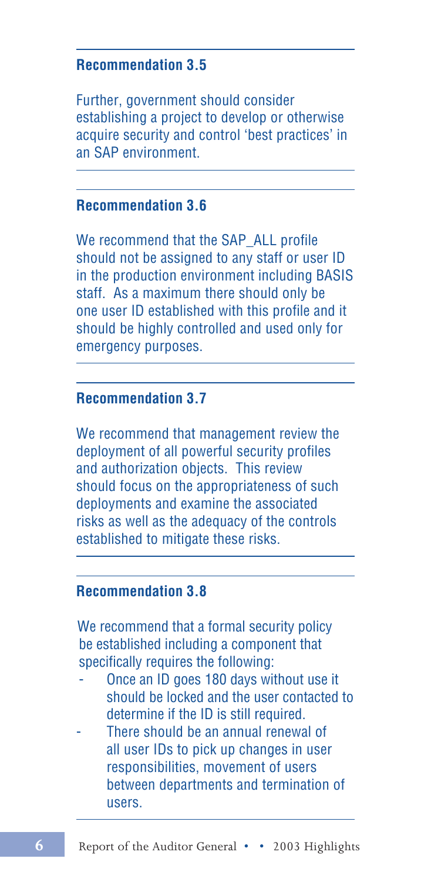### Recommendation 3.5

Further, government should consider establishing a project to develop or otherwise acquire security and control 'best practices' in an SAP environment.

### Recommendation 3.6

We recommend that the SAP_ALL profile should not be assigned to any staff or user ID in the production environment including BASIS staff. As a maximum there should only be one user ID established with this profile and it should be highly controlled and used only for emergency purposes.

### Recommendation 3.7

We recommend that management review the deployment of all powerful security profiles and authorization objects. This review should focus on the appropriateness of such deployments and examine the associated risks as well as the adequacy of the controls established to mitigate these risks.

### Recommendation 3.8

We recommend that a formal security policy be established including a component that specifically requires the following:

- Once an ID goes 180 days without use it should be locked and the user contacted to determine if the ID is still required.
- There should be an annual renewal of all user IDs to pick up changes in user responsibilities, movement of users between departments and termination of users.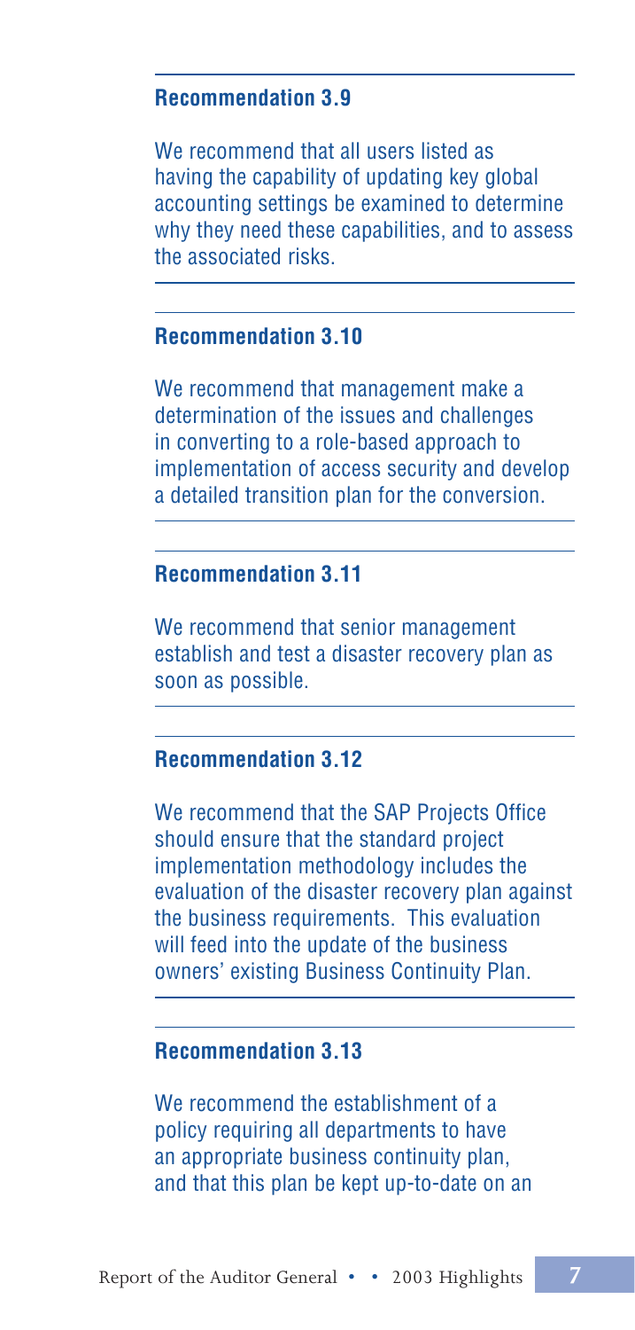### Recommendation 3.9

We recommend that all users listed as having the capability of updating key global accounting settings be examined to determine why they need these capabilities, and to assess the associated risks.

### Recommendation 3.10

We recommend that management make a determination of the issues and challenges in converting to a role-based approach to implementation of access security and develop a detailed transition plan for the conversion.

### Recommendation 3.11

We recommend that senior management establish and test a disaster recovery plan as soon as possible.

### Recommendation 3.12

We recommend that the SAP Projects Office should ensure that the standard project implementation methodology includes the evaluation of the disaster recovery plan against the business requirements. This evaluation will feed into the update of the business owners' existing Business Continuity Plan.

### Recommendation 3.13

We recommend the establishment of a policy requiring all departments to have an appropriate business continuity plan, and that this plan be kept up-to-date on an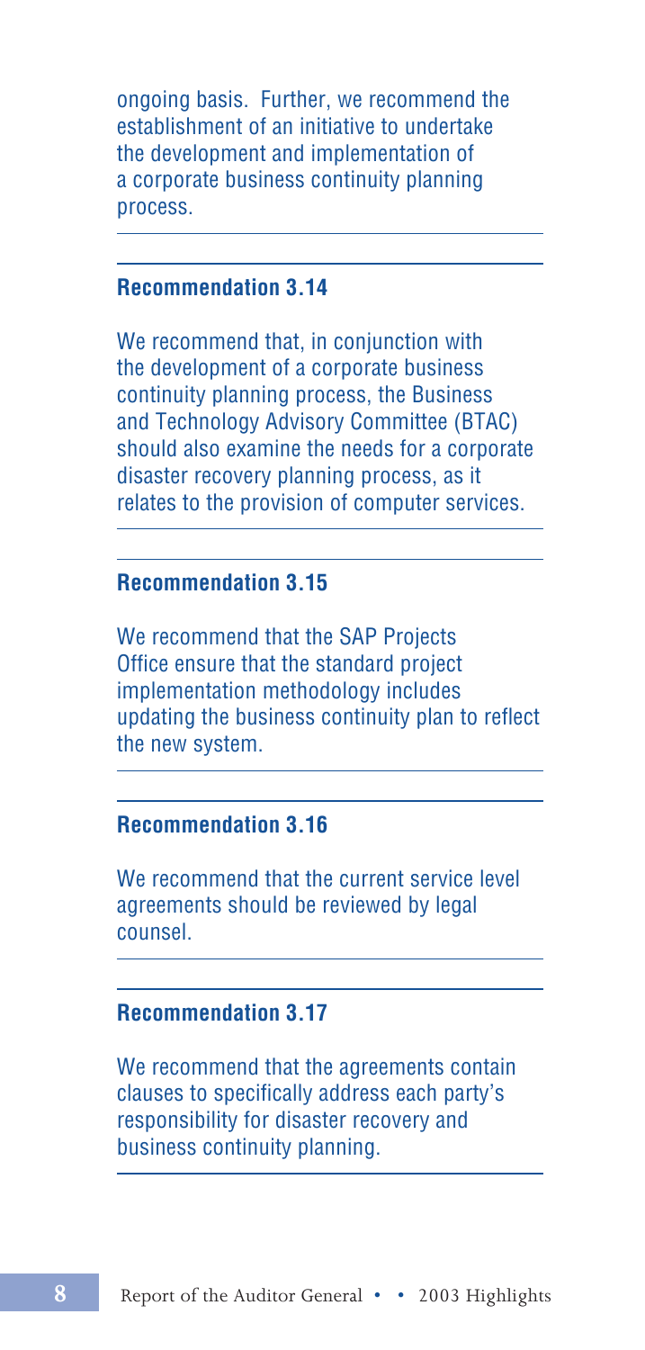ongoing basis. Further, we recommend the establishment of an initiative to undertake the development and implementation of a corporate business continuity planning process.

---

**Recommendation 3.14**

We recommend that, in conjunction with the development of a corporate business continuity planning process, the Business and Technology Advisory Committee (BTAC) should also examine the needs for a corporate disaster recovery planning process, as it relates to the provision of computer services.

---

**Recommendation 3.15**

We recommend that the SAP Projects Office ensure that the standard project implementation methodology includes updating the business continuity plan to reflect the new system.

---

**Recommendation 3.16**

We recommend that the current service level agreements should be reviewed by legal counsel.

---

**Recommendation 3.17**

We recommend that the agreements contain clauses to specifically address each party's responsibility for disaster recovery and business continuity planning.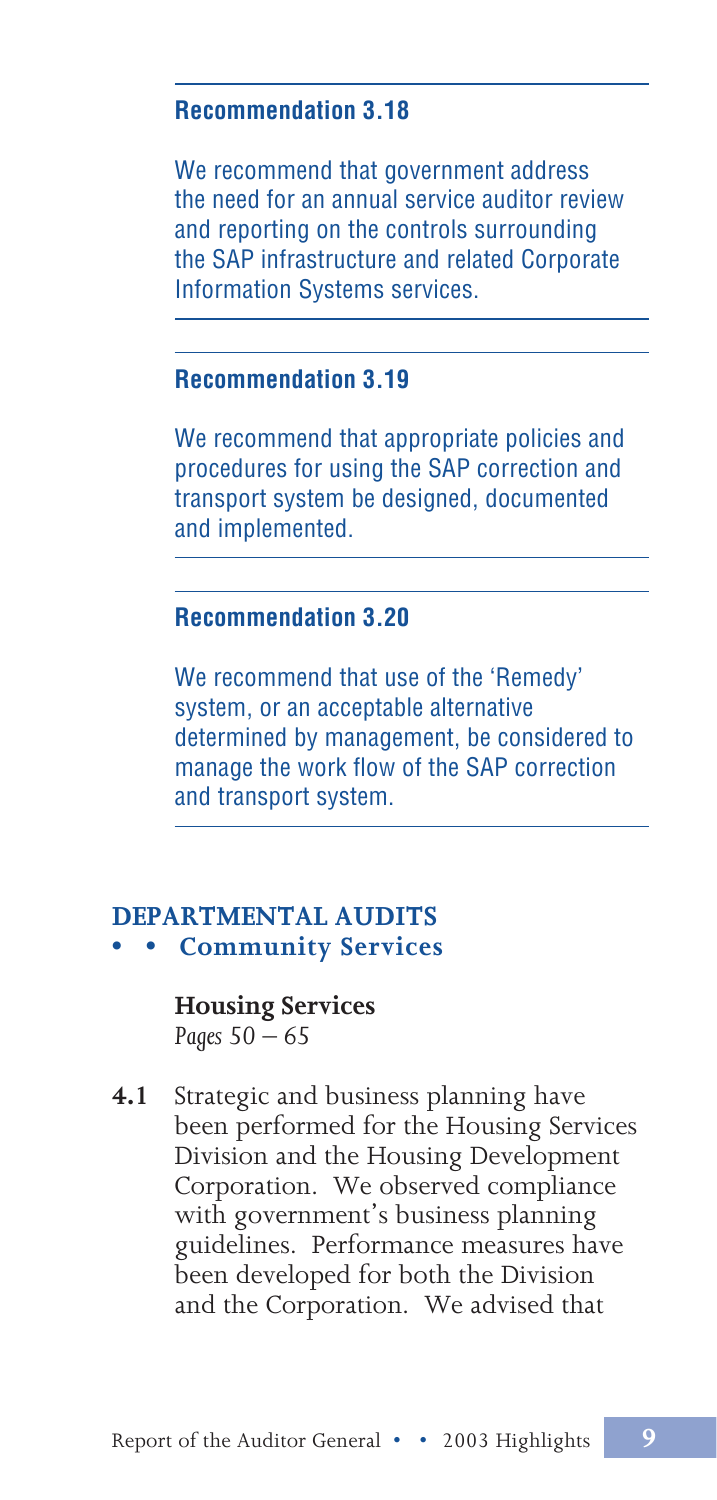**Recommendation 3.18**

We recommend that government address the need for an annual service auditor review and reporting on the controls surrounding the SAP infrastructure and related Corporate Information Systems services.

**Recommendation 3.19**

We recommend that appropriate policies and procedures for using the SAP correction and transport system be designed, documented and implemented.

**Recommendation 3.20**

We recommend that use of the 'Remedy' system, or an acceptable alternative determined by management, be considered to manage the work flow of the SAP correction and transport system.

## DEPARTMENTAL AUDITS

### • • Community Services

**Housing Services**
*Pages 50 – 65*

**4.1** Strategic and business planning have been performed for the Housing Services Division and the Housing Development Corporation. We observed compliance with government's business planning guidelines. Performance measures have been developed for both the Division and the Corporation. We advised that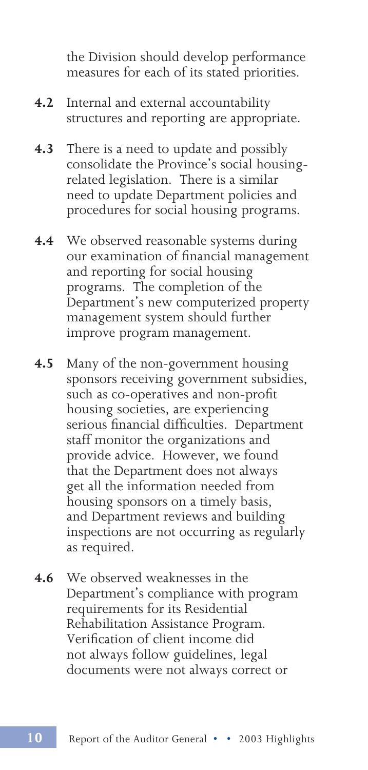the Division should develop performance measures for each of its stated priorities.

**4.2** Internal and external accountability structures and reporting are appropriate.

**4.3** There is a need to update and possibly consolidate the Province's social housing-related legislation. There is a similar need to update Department policies and procedures for social housing programs.

**4.4** We observed reasonable systems during our examination of financial management and reporting for social housing programs. The completion of the Department's new computerized property management system should further improve program management.

**4.5** Many of the non-government housing sponsors receiving government subsidies, such as co-operatives and non-profit housing societies, are experiencing serious financial difficulties. Department staff monitor the organizations and provide advice. However, we found that the Department does not always get all the information needed from housing sponsors on a timely basis, and Department reviews and building inspections are not occurring as regularly as required.

**4.6** We observed weaknesses in the Department's compliance with program requirements for its Residential Rehabilitation Assistance Program. Verification of client income did not always follow guidelines, legal documents were not always correct or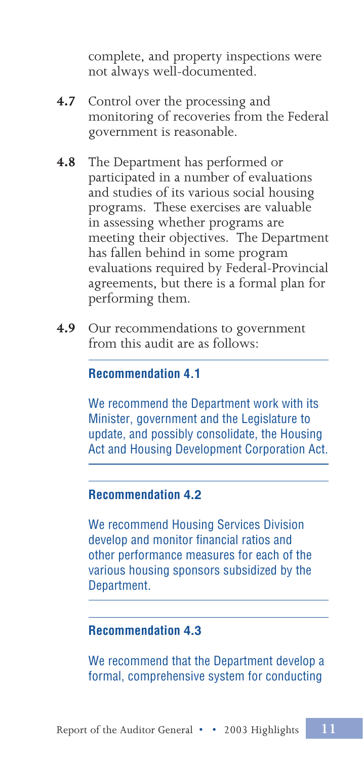complete, and property inspections were not always well-documented.

**4.7** Control over the processing and monitoring of recoveries from the Federal government is reasonable.

**4.8** The Department has performed or participated in a number of evaluations and studies of its various social housing programs. These exercises are valuable in assessing whether programs are meeting their objectives. The Department has fallen behind in some program evaluations required by Federal-Provincial agreements, but there is a formal plan for performing them.

**4.9** Our recommendations to government from this audit are as follows:

**Recommendation 4.1**

We recommend the Department work with its Minister, government and the Legislature to update, and possibly consolidate, the Housing Act and Housing Development Corporation Act.

**Recommendation 4.2**

We recommend Housing Services Division develop and monitor financial ratios and other performance measures for each of the various housing sponsors subsidized by the Department.

**Recommendation 4.3**

We recommend that the Department develop a formal, comprehensive system for conducting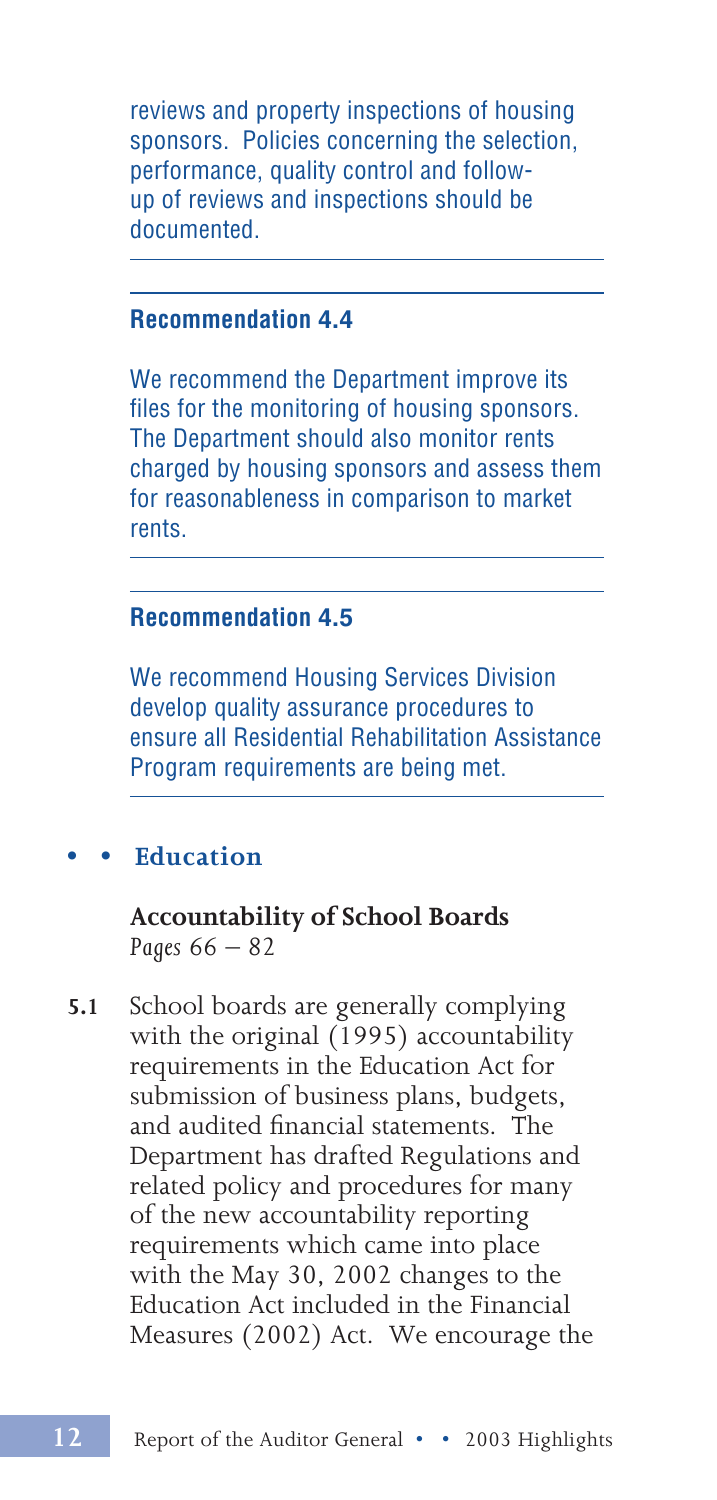reviews and property inspections of housing sponsors. Policies concerning the selection, performance, quality control and follow-up of reviews and inspections should be documented.

#### Recommendation 4.4

We recommend the Department improve its files for the monitoring of housing sponsors. The Department should also monitor rents charged by housing sponsors and assess them for reasonableness in comparison to market rents.

#### Recommendation 4.5

We recommend Housing Services Division develop quality assurance procedures to ensure all Residential Rehabilitation Assistance Program requirements are being met.

## • • Education

### Accountability of School Boards
*Pages 66 – 82*

**5.1** School boards are generally complying with the original (1995) accountability requirements in the Education Act for submission of business plans, budgets, and audited financial statements. The Department has drafted Regulations and related policy and procedures for many of the new accountability reporting requirements which came into place with the May 30, 2002 changes to the Education Act included in the Financial Measures (2002) Act. We encourage the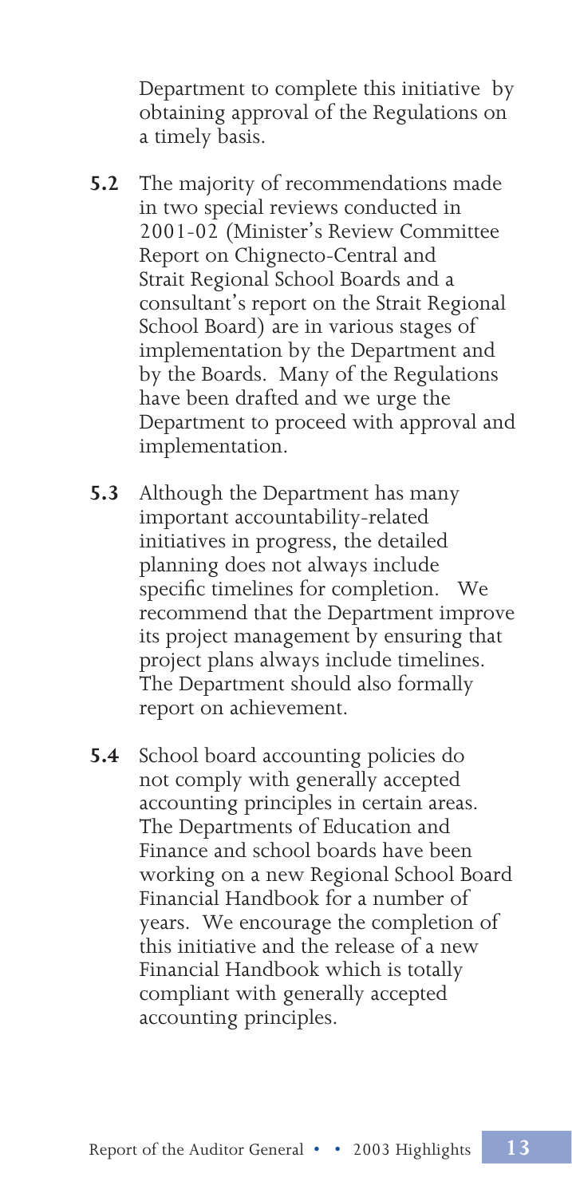Department to complete this initiative by obtaining approval of the Regulations on a timely basis.

**5.2** The majority of recommendations made in two special reviews conducted in 2001-02 (Minister's Review Committee Report on Chignecto-Central and Strait Regional School Boards and a consultant's report on the Strait Regional School Board) are in various stages of implementation by the Department and by the Boards. Many of the Regulations have been drafted and we urge the Department to proceed with approval and implementation.

**5.3** Although the Department has many important accountability-related initiatives in progress, the detailed planning does not always include specific timelines for completion. We recommend that the Department improve its project management by ensuring that project plans always include timelines. The Department should also formally report on achievement.

**5.4** School board accounting policies do not comply with generally accepted accounting principles in certain areas. The Departments of Education and Finance and school boards have been working on a new Regional School Board Financial Handbook for a number of years. We encourage the completion of this initiative and the release of a new Financial Handbook which is totally compliant with generally accepted accounting principles.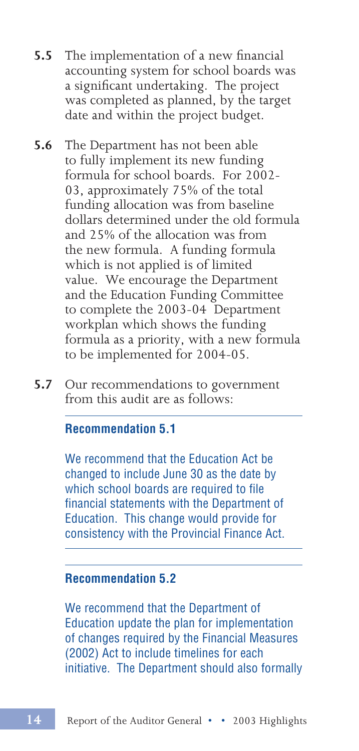**5.5** The implementation of a new financial accounting system for school boards was a significant undertaking. The project was completed as planned, by the target date and within the project budget.

**5.6** The Department has not been able to fully implement its new funding formula for school boards. For 2002-03, approximately 75% of the total funding allocation was from baseline dollars determined under the old formula and 25% of the allocation was from the new formula. A funding formula which is not applied is of limited value. We encourage the Department and the Education Funding Committee to complete the 2003-04 Department workplan which shows the funding formula as a priority, with a new formula to be implemented for 2004-05.

**5.7** Our recommendations to government from this audit are as follows:

**Recommendation 5.1**

We recommend that the Education Act be changed to include June 30 as the date by which school boards are required to file financial statements with the Department of Education. This change would provide for consistency with the Provincial Finance Act.

**Recommendation 5.2**

We recommend that the Department of Education update the plan for implementation of changes required by the Financial Measures (2002) Act to include timelines for each initiative. The Department should also formally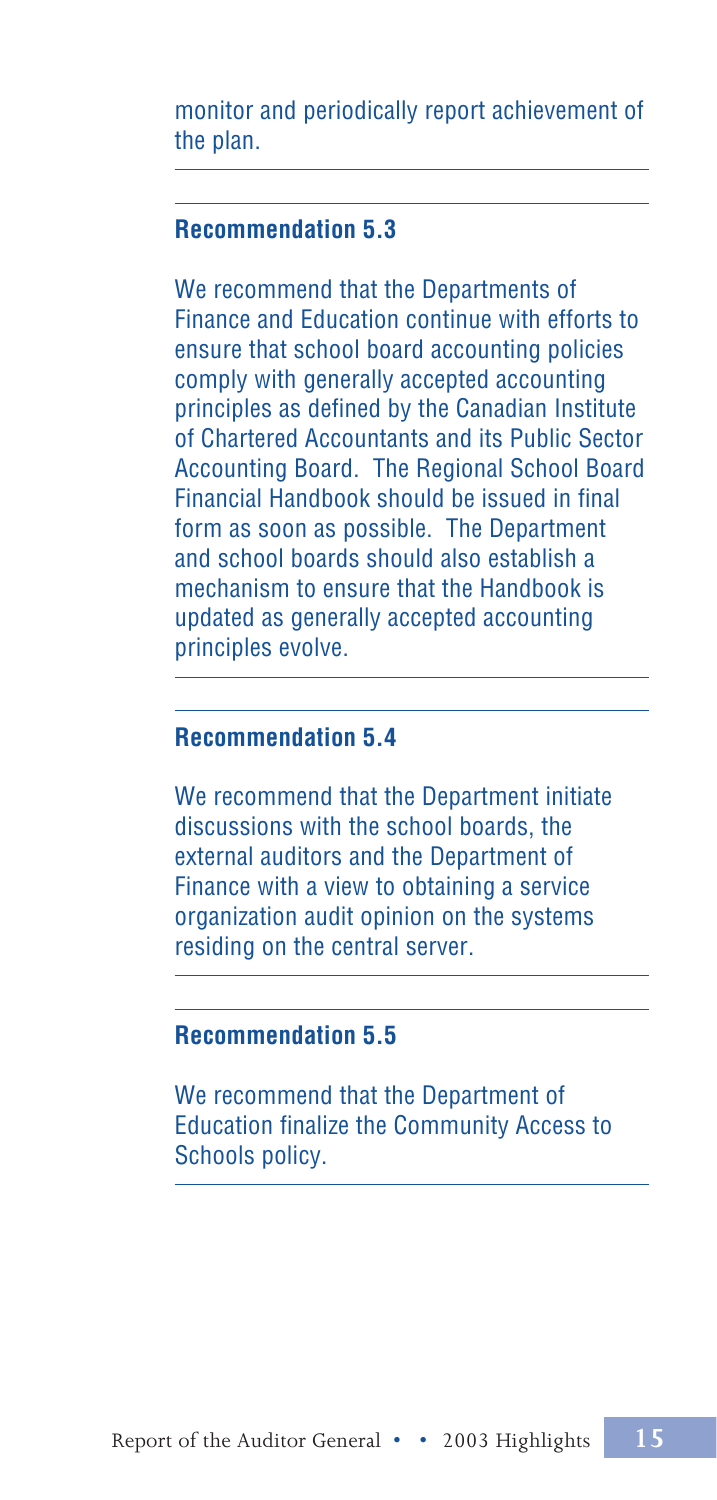monitor and periodically report achievement of the plan.

**Recommendation 5.3**

We recommend that the Departments of Finance and Education continue with efforts to ensure that school board accounting policies comply with generally accepted accounting principles as defined by the Canadian Institute of Chartered Accountants and its Public Sector Accounting Board. The Regional School Board Financial Handbook should be issued in final form as soon as possible. The Department and school boards should also establish a mechanism to ensure that the Handbook is updated as generally accepted accounting principles evolve.

**Recommendation 5.4**

We recommend that the Department initiate discussions with the school boards, the external auditors and the Department of Finance with a view to obtaining a service organization audit opinion on the systems residing on the central server.

**Recommendation 5.5**

We recommend that the Department of Education finalize the Community Access to Schools policy.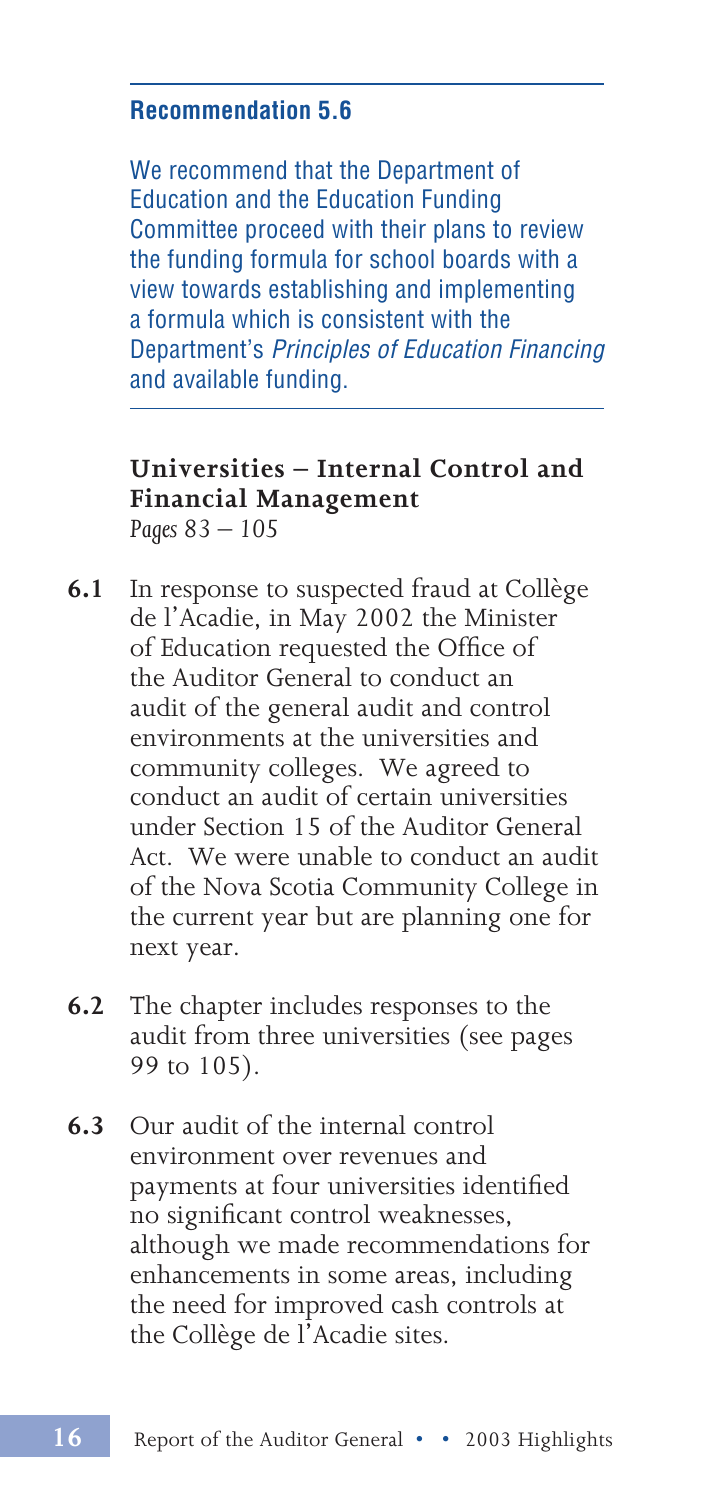**Recommendation 5.6**

We recommend that the Department of Education and the Education Funding Committee proceed with their plans to review the funding formula for school boards with a view towards establishing and implementing a formula which is consistent with the Department's *Principles of Education Financing* and available funding.

### Universities – Internal Control and Financial Management

*Pages 83 – 105*

**6.1** In response to suspected fraud at Collège de l'Acadie, in May 2002 the Minister of Education requested the Office of the Auditor General to conduct an audit of the general audit and control environments at the universities and community colleges. We agreed to conduct an audit of certain universities under Section 15 of the Auditor General Act. We were unable to conduct an audit of the Nova Scotia Community College in the current year but are planning one for next year.

**6.2** The chapter includes responses to the audit from three universities (see pages 99 to 105).

**6.3** Our audit of the internal control environment over revenues and payments at four universities identified no significant control weaknesses, although we made recommendations for enhancements in some areas, including the need for improved cash controls at the Collège de l'Acadie sites.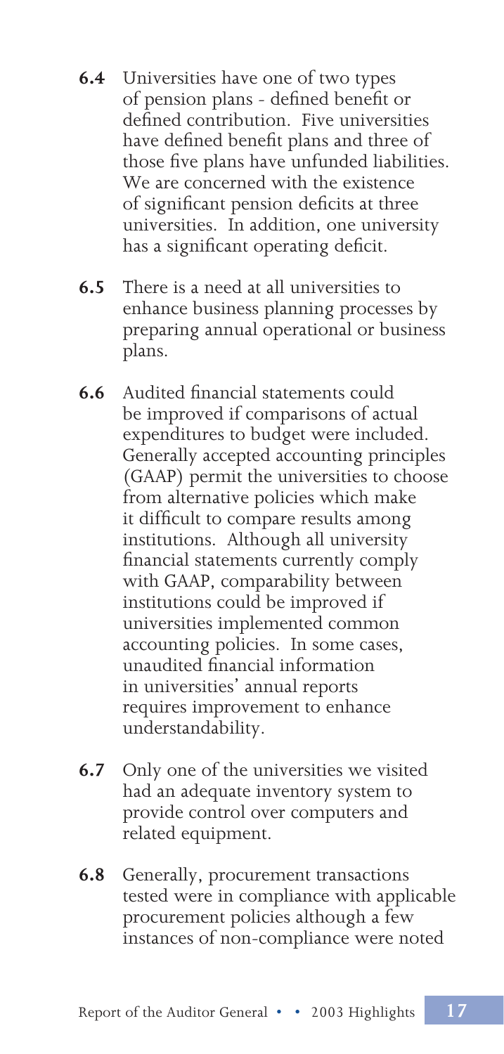**6.4** Universities have one of two types of pension plans - defined benefit or defined contribution. Five universities have defined benefit plans and three of those five plans have unfunded liabilities. We are concerned with the existence of significant pension deficits at three universities. In addition, one university has a significant operating deficit.

**6.5** There is a need at all universities to enhance business planning processes by preparing annual operational or business plans.

**6.6** Audited financial statements could be improved if comparisons of actual expenditures to budget were included. Generally accepted accounting principles (GAAP) permit the universities to choose from alternative policies which make it difficult to compare results among institutions. Although all university financial statements currently comply with GAAP, comparability between institutions could be improved if universities implemented common accounting policies. In some cases, unaudited financial information in universities' annual reports requires improvement to enhance understandability.

**6.7** Only one of the universities we visited had an adequate inventory system to provide control over computers and related equipment.

**6.8** Generally, procurement transactions tested were in compliance with applicable procurement policies although a few instances of non-compliance were noted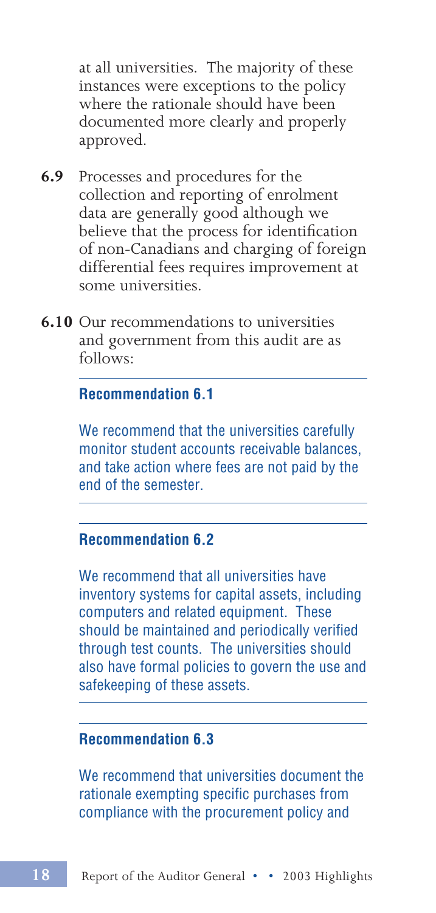at all universities. The majority of these instances were exceptions to the policy where the rationale should have been documented more clearly and properly approved.

**6.9** Processes and procedures for the collection and reporting of enrolment data are generally good although we believe that the process for identification of non-Canadians and charging of foreign differential fees requires improvement at some universities.

**6.10** Our recommendations to universities and government from this audit are as follows:

**Recommendation 6.1**

We recommend that the universities carefully monitor student accounts receivable balances, and take action where fees are not paid by the end of the semester.

**Recommendation 6.2**

We recommend that all universities have inventory systems for capital assets, including computers and related equipment. These should be maintained and periodically verified through test counts. The universities should also have formal policies to govern the use and safekeeping of these assets.

**Recommendation 6.3**

We recommend that universities document the rationale exempting specific purchases from compliance with the procurement policy and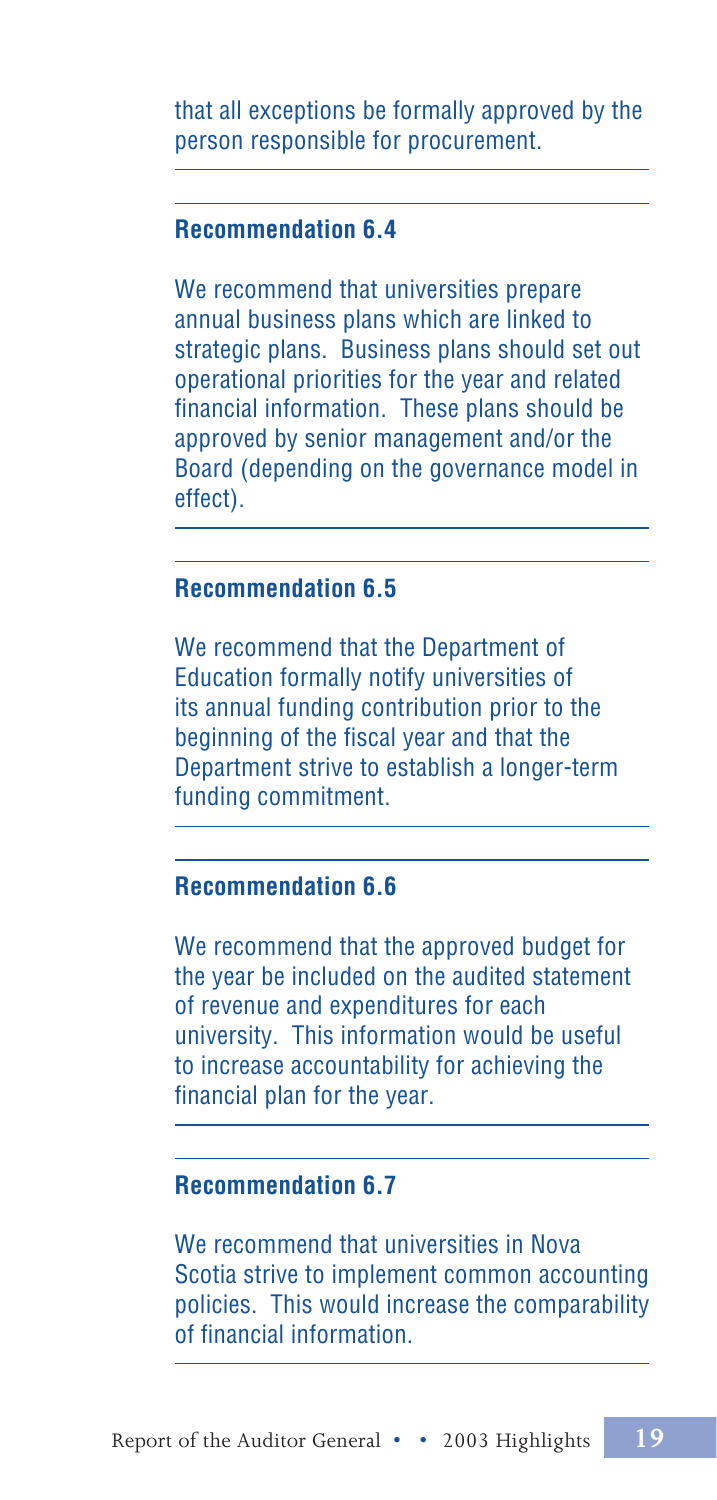that all exceptions be formally approved by the person responsible for procurement.

**Recommendation 6.4**

We recommend that universities prepare annual business plans which are linked to strategic plans. Business plans should set out operational priorities for the year and related financial information. These plans should be approved by senior management and/or the Board (depending on the governance model in effect).

**Recommendation 6.5**

We recommend that the Department of Education formally notify universities of its annual funding contribution prior to the beginning of the fiscal year and that the Department strive to establish a longer-term funding commitment.

**Recommendation 6.6**

We recommend that the approved budget for the year be included on the audited statement of revenue and expenditures for each university. This information would be useful to increase accountability for achieving the financial plan for the year.

**Recommendation 6.7**

We recommend that universities in Nova Scotia strive to implement common accounting policies. This would increase the comparability of financial information.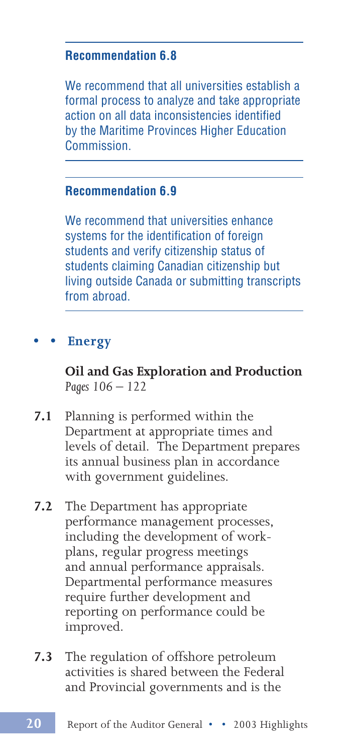**Recommendation 6.8**

We recommend that all universities establish a formal process to analyze and take appropriate action on all data inconsistencies identified by the Maritime Provinces Higher Education Commission.

**Recommendation 6.9**

We recommend that universities enhance systems for the identification of foreign students and verify citizenship status of students claiming Canadian citizenship but living outside Canada or submitting transcripts from abroad.

## • • Energy

### Oil and Gas Exploration and Production

*Pages 106 – 122*

**7.1** Planning is performed within the Department at appropriate times and levels of detail. The Department prepares its annual business plan in accordance with government guidelines.

**7.2** The Department has appropriate performance management processes, including the development of work-plans, regular progress meetings and annual performance appraisals. Departmental performance measures require further development and reporting on performance could be improved.

**7.3** The regulation of offshore petroleum activities is shared between the Federal and Provincial governments and is the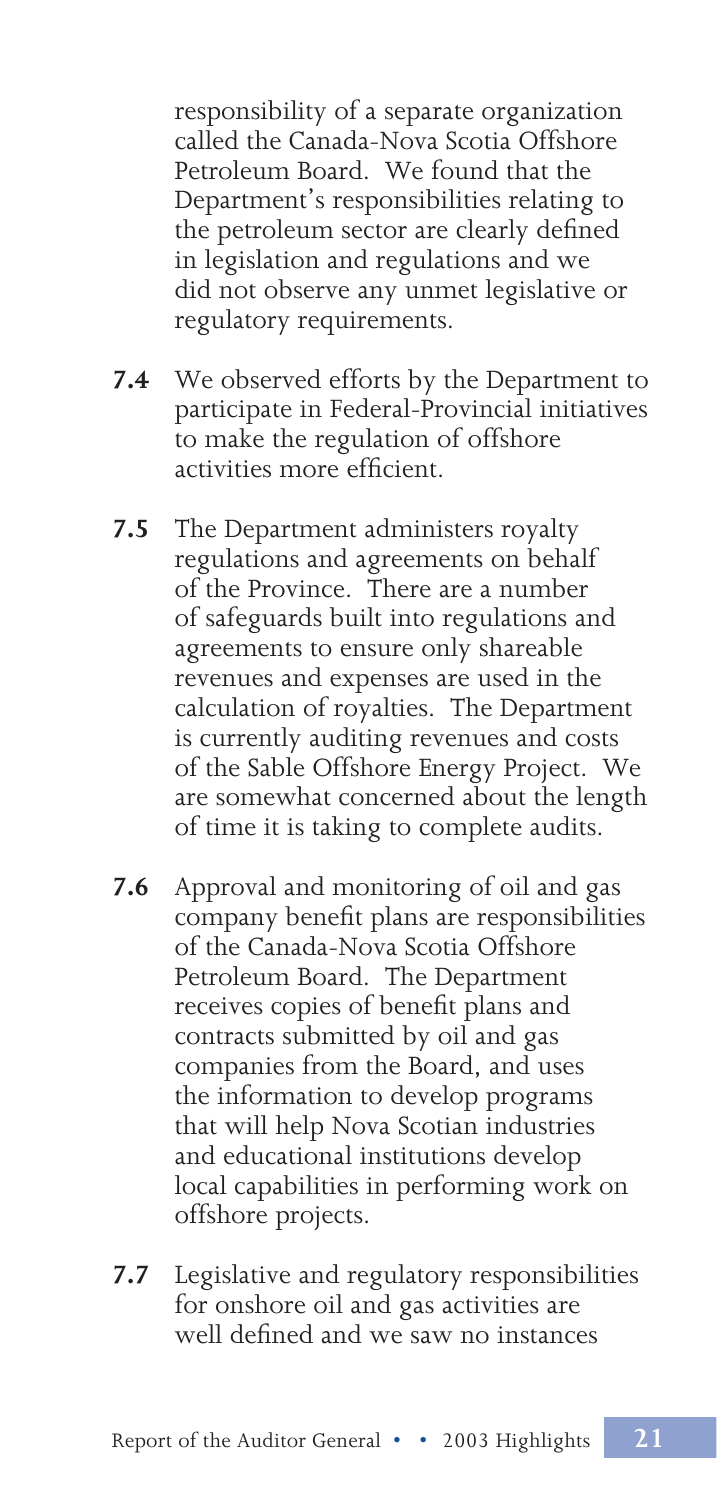responsibility of a separate organization called the Canada-Nova Scotia Offshore Petroleum Board. We found that the Department's responsibilities relating to the petroleum sector are clearly defined in legislation and regulations and we did not observe any unmet legislative or regulatory requirements.

**7.4** We observed efforts by the Department to participate in Federal-Provincial initiatives to make the regulation of offshore activities more efficient.

**7.5** The Department administers royalty regulations and agreements on behalf of the Province. There are a number of safeguards built into regulations and agreements to ensure only shareable revenues and expenses are used in the calculation of royalties. The Department is currently auditing revenues and costs of the Sable Offshore Energy Project. We are somewhat concerned about the length of time it is taking to complete audits.

**7.6** Approval and monitoring of oil and gas company benefit plans are responsibilities of the Canada-Nova Scotia Offshore Petroleum Board. The Department receives copies of benefit plans and contracts submitted by oil and gas companies from the Board, and uses the information to develop programs that will help Nova Scotian industries and educational institutions develop local capabilities in performing work on offshore projects.

**7.7** Legislative and regulatory responsibilities for onshore oil and gas activities are well defined and we saw no instances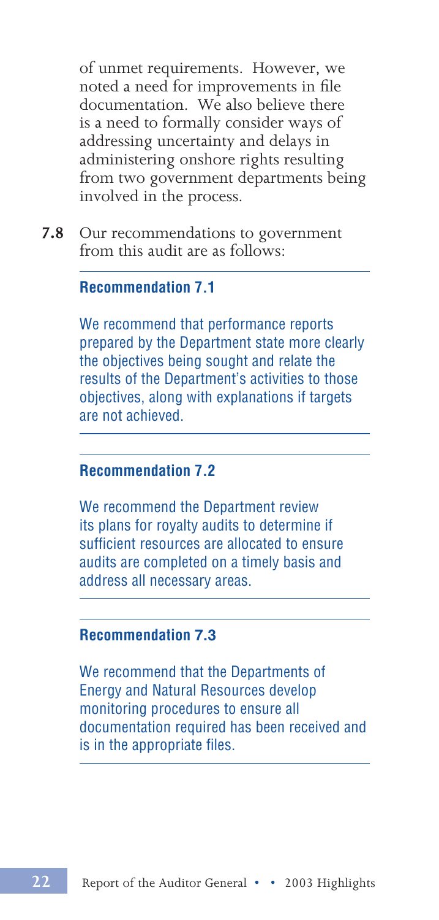of unmet requirements. However, we noted a need for improvements in file documentation. We also believe there is a need to formally consider ways of addressing uncertainty and delays in administering onshore rights resulting from two government departments being involved in the process.

**7.8** Our recommendations to government from this audit are as follows:

---

**Recommendation 7.1**

We recommend that performance reports prepared by the Department state more clearly the objectives being sought and relate the results of the Department's activities to those objectives, along with explanations if targets are not achieved.

---

**Recommendation 7.2**

We recommend the Department review its plans for royalty audits to determine if sufficient resources are allocated to ensure audits are completed on a timely basis and address all necessary areas.

---

**Recommendation 7.3**

We recommend that the Departments of Energy and Natural Resources develop monitoring procedures to ensure all documentation required has been received and is in the appropriate files.

---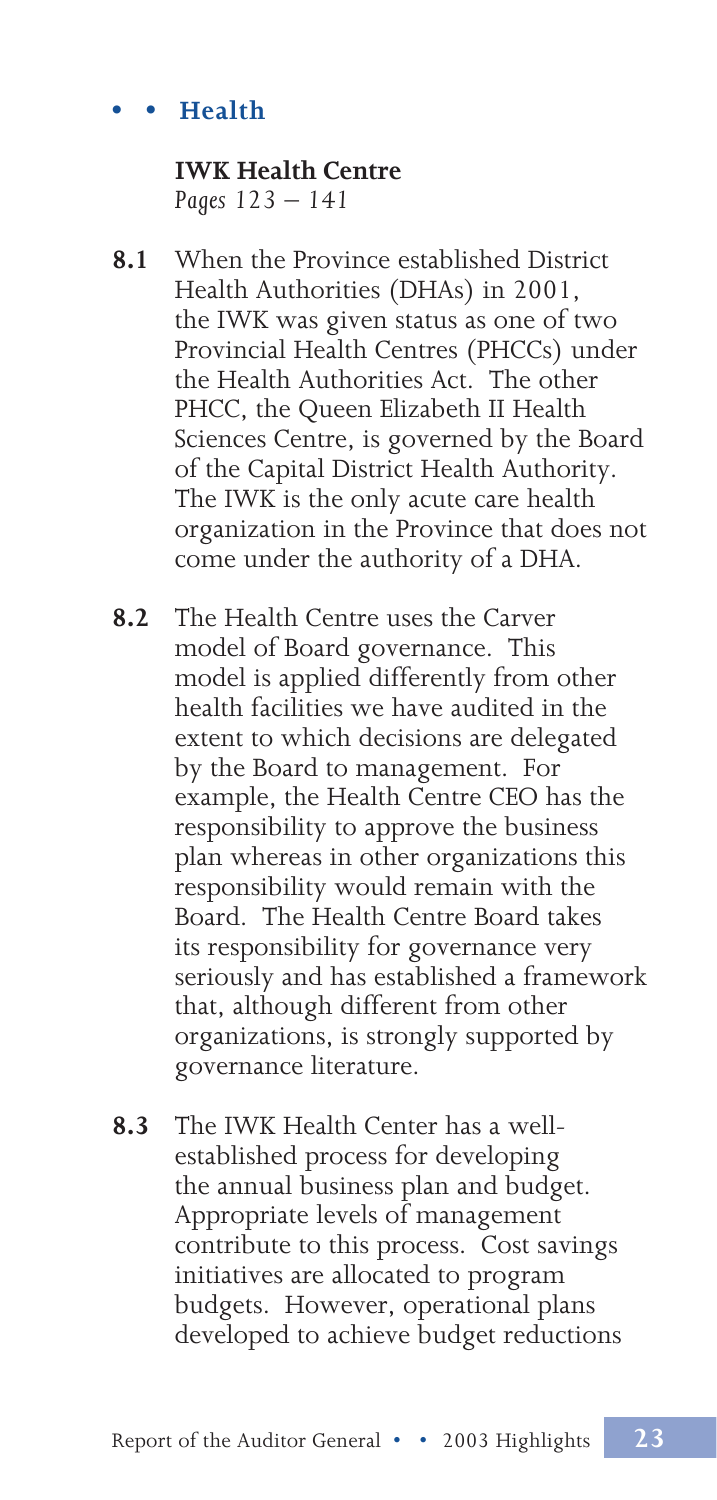## • • Health

### IWK Health Centre

*Pages 123 – 141*

**8.1** When the Province established District Health Authorities (DHAs) in 2001, the IWK was given status as one of two Provincial Health Centres (PHCCs) under the Health Authorities Act. The other PHCC, the Queen Elizabeth II Health Sciences Centre, is governed by the Board of the Capital District Health Authority. The IWK is the only acute care health organization in the Province that does not come under the authority of a DHA.

**8.2** The Health Centre uses the Carver model of Board governance. This model is applied differently from other health facilities we have audited in the extent to which decisions are delegated by the Board to management. For example, the Health Centre CEO has the responsibility to approve the business plan whereas in other organizations this responsibility would remain with the Board. The Health Centre Board takes its responsibility for governance very seriously and has established a framework that, although different from other organizations, is strongly supported by governance literature.

**8.3** The IWK Health Center has a well-established process for developing the annual business plan and budget. Appropriate levels of management contribute to this process. Cost savings initiatives are allocated to program budgets. However, operational plans developed to achieve budget reductions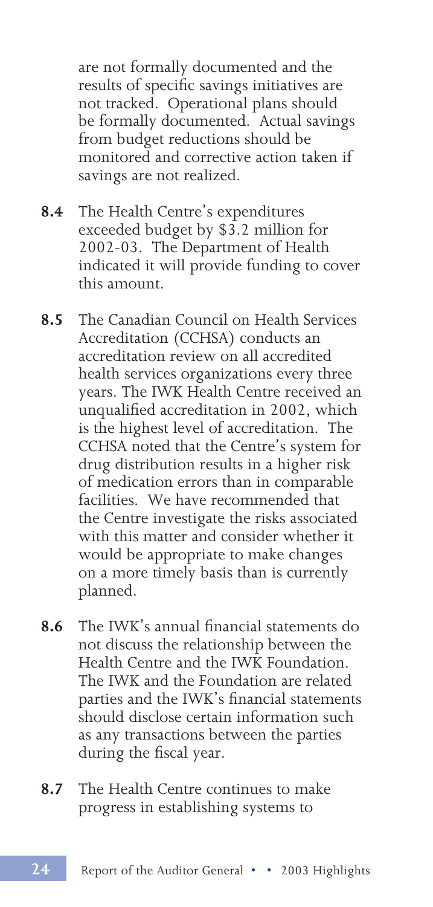are not formally documented and the results of specific savings initiatives are not tracked. Operational plans should be formally documented. Actual savings from budget reductions should be monitored and corrective action taken if savings are not realized.

**8.4** The Health Centre's expenditures exceeded budget by $3.2 million for 2002-03. The Department of Health indicated it will provide funding to cover this amount.

**8.5** The Canadian Council on Health Services Accreditation (CCHSA) conducts an accreditation review on all accredited health services organizations every three years. The IWK Health Centre received an unqualified accreditation in 2002, which is the highest level of accreditation. The CCHSA noted that the Centre's system for drug distribution results in a higher risk of medication errors than in comparable facilities. We have recommended that the Centre investigate the risks associated with this matter and consider whether it would be appropriate to make changes on a more timely basis than is currently planned.

**8.6** The IWK's annual financial statements do not discuss the relationship between the Health Centre and the IWK Foundation. The IWK and the Foundation are related parties and the IWK's financial statements should disclose certain information such as any transactions between the parties during the fiscal year.

**8.7** The Health Centre continues to make progress in establishing systems to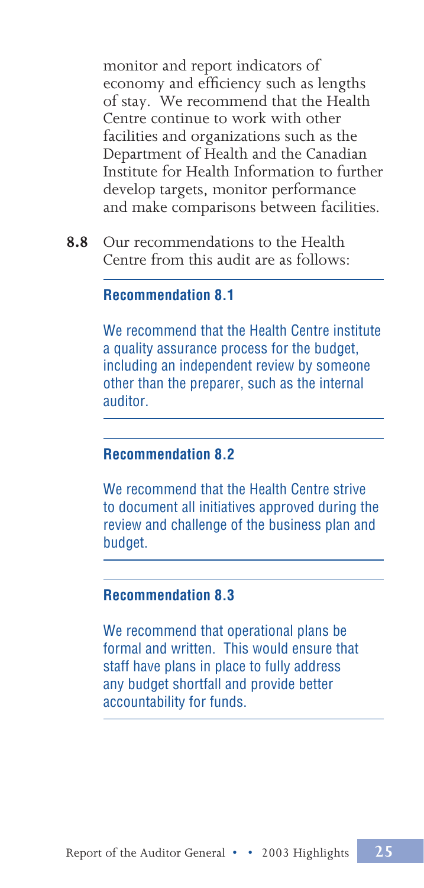monitor and report indicators of economy and efficiency such as lengths of stay. We recommend that the Health Centre continue to work with other facilities and organizations such as the Department of Health and the Canadian Institute for Health Information to further develop targets, monitor performance and make comparisons between facilities.

**8.8** Our recommendations to the Health Centre from this audit are as follows:

**Recommendation 8.1**

We recommend that the Health Centre institute a quality assurance process for the budget, including an independent review by someone other than the preparer, such as the internal auditor.

**Recommendation 8.2**

We recommend that the Health Centre strive to document all initiatives approved during the review and challenge of the business plan and budget.

**Recommendation 8.3**

We recommend that operational plans be formal and written. This would ensure that staff have plans in place to fully address any budget shortfall and provide better accountability for funds.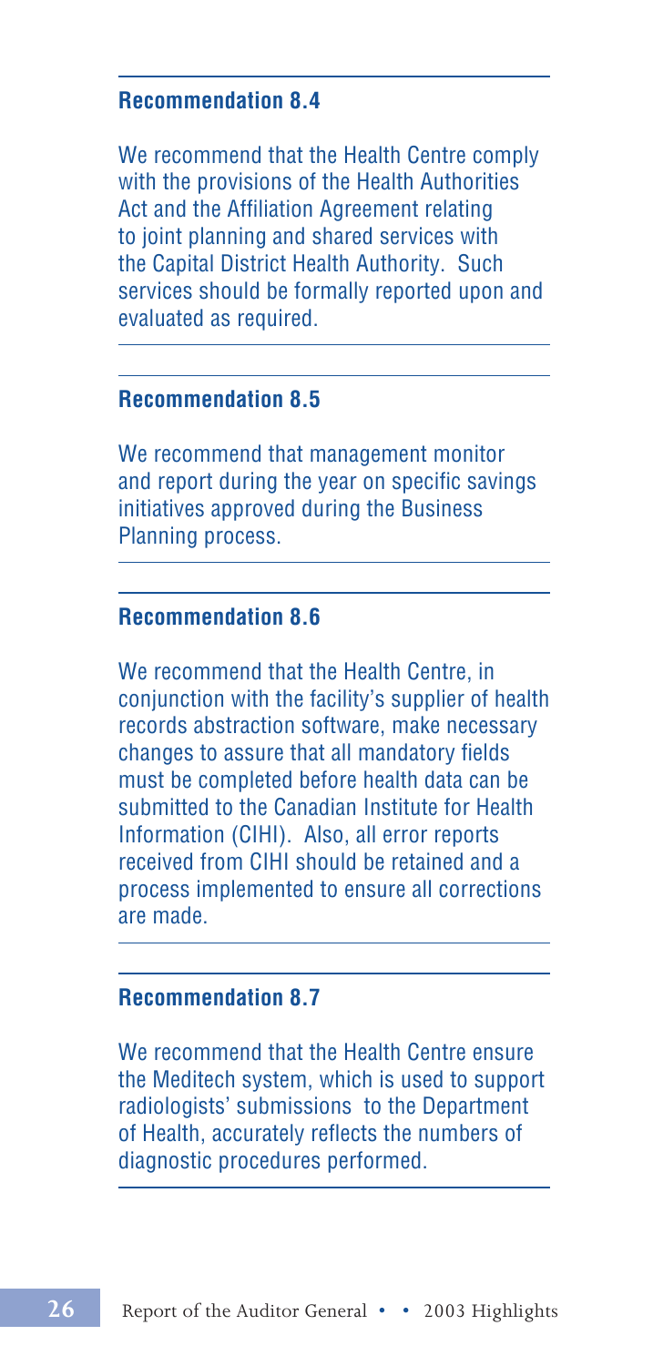**Recommendation 8.4**

We recommend that the Health Centre comply with the provisions of the Health Authorities Act and the Affiliation Agreement relating to joint planning and shared services with the Capital District Health Authority. Such services should be formally reported upon and evaluated as required.

**Recommendation 8.5**

We recommend that management monitor and report during the year on specific savings initiatives approved during the Business Planning process.

**Recommendation 8.6**

We recommend that the Health Centre, in conjunction with the facility's supplier of health records abstraction software, make necessary changes to assure that all mandatory fields must be completed before health data can be submitted to the Canadian Institute for Health Information (CIHI). Also, all error reports received from CIHI should be retained and a process implemented to ensure all corrections are made.

**Recommendation 8.7**

We recommend that the Health Centre ensure the Meditech system, which is used to support radiologists' submissions to the Department of Health, accurately reflects the numbers of diagnostic procedures performed.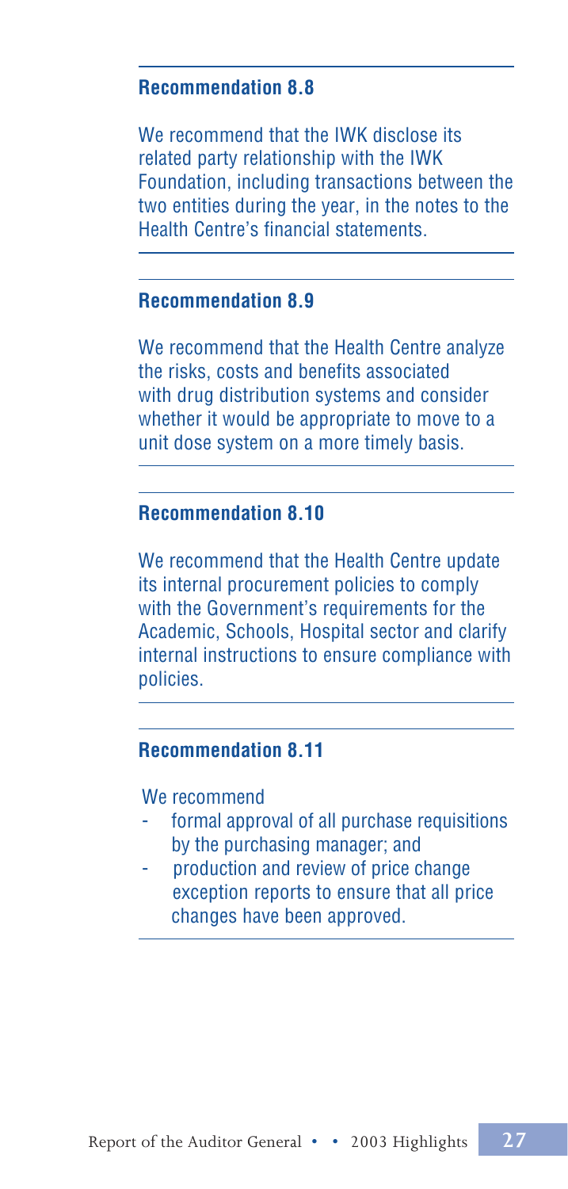**Recommendation 8.8**

We recommend that the IWK disclose its related party relationship with the IWK Foundation, including transactions between the two entities during the year, in the notes to the Health Centre's financial statements.

**Recommendation 8.9**

We recommend that the Health Centre analyze the risks, costs and benefits associated with drug distribution systems and consider whether it would be appropriate to move to a unit dose system on a more timely basis.

**Recommendation 8.10**

We recommend that the Health Centre update its internal procurement policies to comply with the Government's requirements for the Academic, Schools, Hospital sector and clarify internal instructions to ensure compliance with policies.

**Recommendation 8.11**

We recommend

- formal approval of all purchase requisitions by the purchasing manager; and
- production and review of price change exception reports to ensure that all price changes have been approved.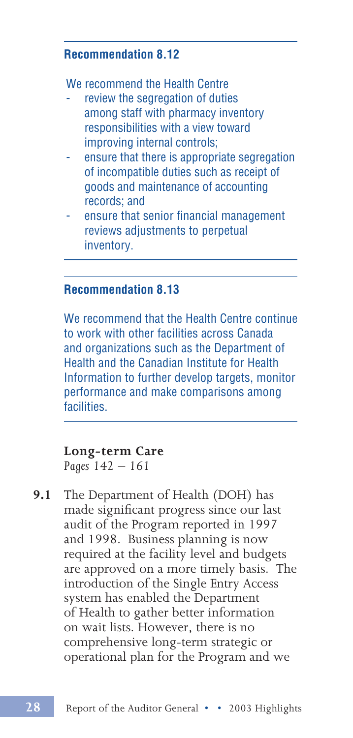**Recommendation 8.12**

We recommend the Health Centre

- review the segregation of duties among staff with pharmacy inventory responsibilities with a view toward improving internal controls;
- ensure that there is appropriate segregation of incompatible duties such as receipt of goods and maintenance of accounting records; and
- ensure that senior financial management reviews adjustments to perpetual inventory.

**Recommendation 8.13**

We recommend that the Health Centre continue to work with other facilities across Canada and organizations such as the Department of Health and the Canadian Institute for Health Information to further develop targets, monitor performance and make comparisons among facilities.

**Long-term Care**
*Pages 142 – 161*

**9.1** The Department of Health (DOH) has made significant progress since our last audit of the Program reported in 1997 and 1998. Business planning is now required at the facility level and budgets are approved on a more timely basis. The introduction of the Single Entry Access system has enabled the Department of Health to gather better information on wait lists. However, there is no comprehensive long-term strategic or operational plan for the Program and we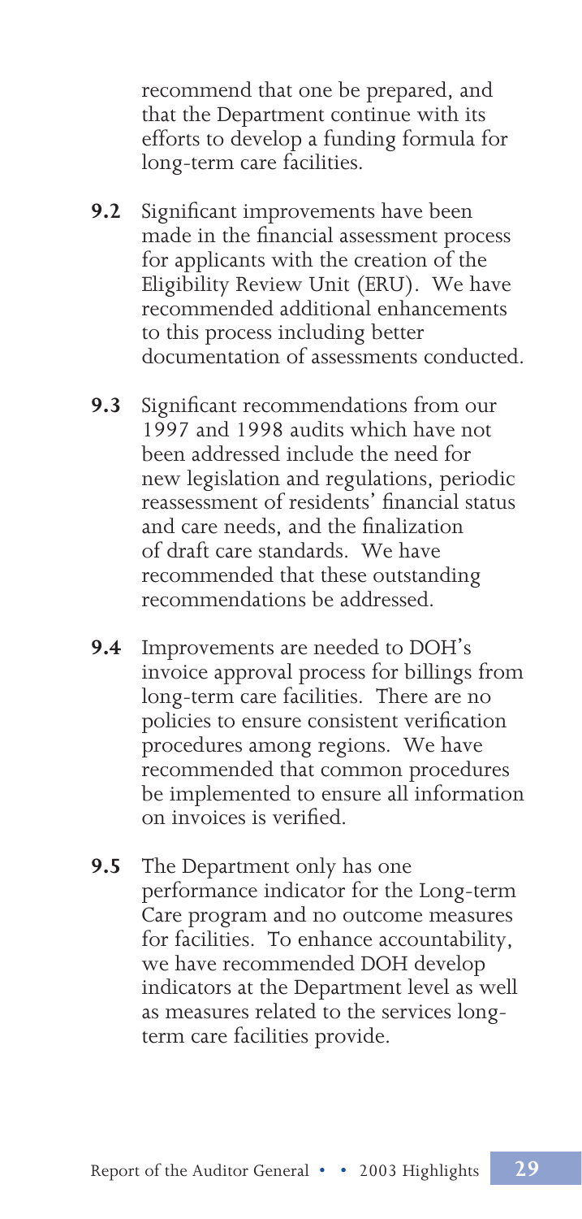recommend that one be prepared, and that the Department continue with its efforts to develop a funding formula for long-term care facilities.

**9.2** Significant improvements have been made in the financial assessment process for applicants with the creation of the Eligibility Review Unit (ERU). We have recommended additional enhancements to this process including better documentation of assessments conducted.

**9.3** Significant recommendations from our 1997 and 1998 audits which have not been addressed include the need for new legislation and regulations, periodic reassessment of residents' financial status and care needs, and the finalization of draft care standards. We have recommended that these outstanding recommendations be addressed.

**9.4** Improvements are needed to DOH's invoice approval process for billings from long-term care facilities. There are no policies to ensure consistent verification procedures among regions. We have recommended that common procedures be implemented to ensure all information on invoices is verified.

**9.5** The Department only has one performance indicator for the Long-term Care program and no outcome measures for facilities. To enhance accountability, we have recommended DOH develop indicators at the Department level as well as measures related to the services long-term care facilities provide.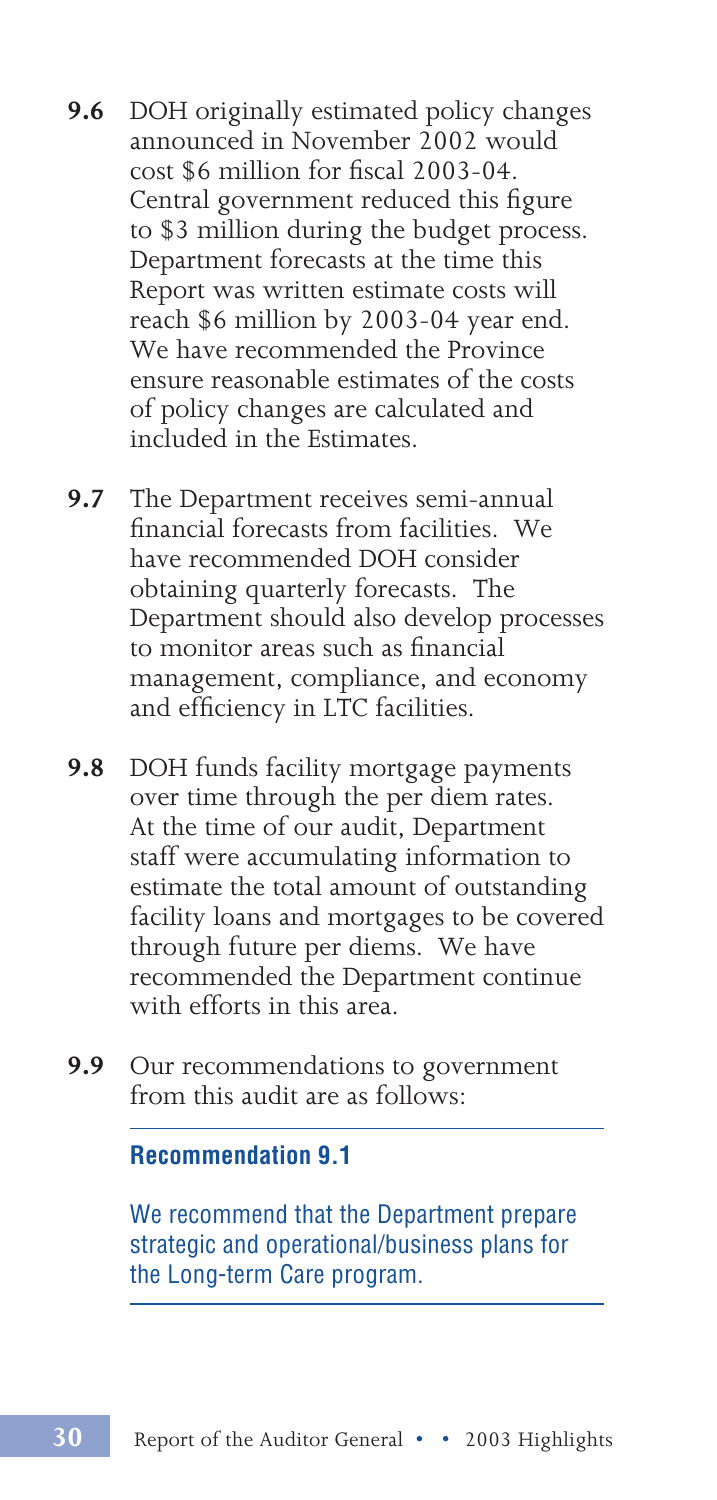**9.6** DOH originally estimated policy changes announced in November 2002 would cost $6 million for fiscal 2003-04. Central government reduced this figure to $3 million during the budget process. Department forecasts at the time this Report was written estimate costs will reach $6 million by 2003-04 year end. We have recommended the Province ensure reasonable estimates of the costs of policy changes are calculated and included in the Estimates.

**9.7** The Department receives semi-annual financial forecasts from facilities. We have recommended DOH consider obtaining quarterly forecasts. The Department should also develop processes to monitor areas such as financial management, compliance, and economy and efficiency in LTC facilities.

**9.8** DOH funds facility mortgage payments over time through the per diem rates. At the time of our audit, Department staff were accumulating information to estimate the total amount of outstanding facility loans and mortgages to be covered through future per diems. We have recommended the Department continue with efforts in this area.

**9.9** Our recommendations to government from this audit are as follows:

**Recommendation 9.1**

We recommend that the Department prepare strategic and operational/business plans for the Long-term Care program.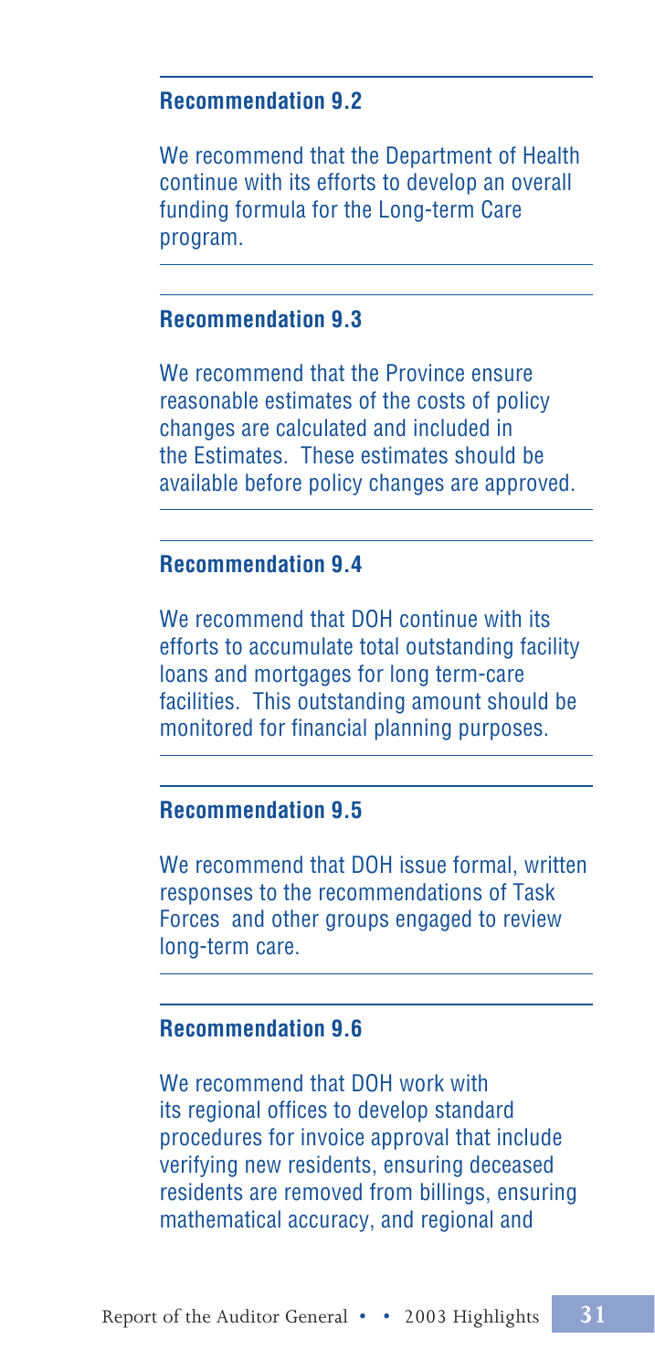**Recommendation 9.2**

We recommend that the Department of Health continue with its efforts to develop an overall funding formula for the Long-term Care program.

**Recommendation 9.3**

We recommend that the Province ensure reasonable estimates of the costs of policy changes are calculated and included in the Estimates. These estimates should be available before policy changes are approved.

**Recommendation 9.4**

We recommend that DOH continue with its efforts to accumulate total outstanding facility loans and mortgages for long term-care facilities. This outstanding amount should be monitored for financial planning purposes.

**Recommendation 9.5**

We recommend that DOH issue formal, written responses to the recommendations of Task Forces and other groups engaged to review long-term care.

**Recommendation 9.6**

We recommend that DOH work with its regional offices to develop standard procedures for invoice approval that include verifying new residents, ensuring deceased residents are removed from billings, ensuring mathematical accuracy, and regional and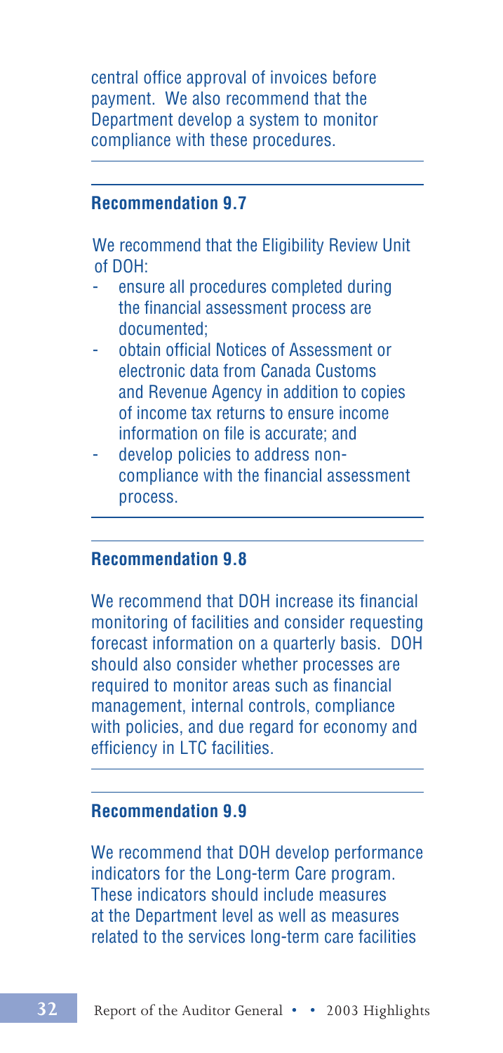central office approval of invoices before payment. We also recommend that the Department develop a system to monitor compliance with these procedures.

### Recommendation 9.7

We recommend that the Eligibility Review Unit of DOH:

- ensure all procedures completed during the financial assessment process are documented;
- obtain official Notices of Assessment or electronic data from Canada Customs and Revenue Agency in addition to copies of income tax returns to ensure income information on file is accurate; and
- develop policies to address non-compliance with the financial assessment process.

### Recommendation 9.8

We recommend that DOH increase its financial monitoring of facilities and consider requesting forecast information on a quarterly basis. DOH should also consider whether processes are required to monitor areas such as financial management, internal controls, compliance with policies, and due regard for economy and efficiency in LTC facilities.

### Recommendation 9.9

We recommend that DOH develop performance indicators for the Long-term Care program. These indicators should include measures at the Department level as well as measures related to the services long-term care facilities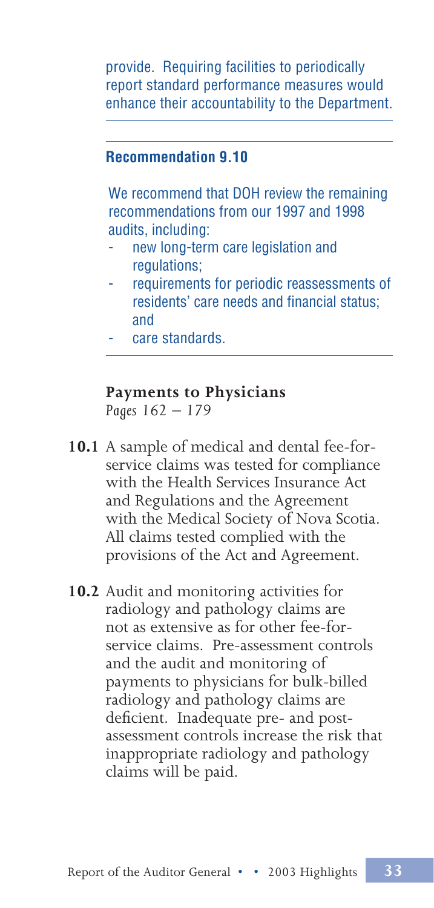provide. Requiring facilities to periodically report standard performance measures would enhance their accountability to the Department.

**Recommendation 9.10**

We recommend that DOH review the remaining recommendations from our 1997 and 1998 audits, including:

- new long-term care legislation and regulations;
- requirements for periodic reassessments of residents' care needs and financial status; and
- care standards.

### Payments to Physicians

*Pages 162 – 179*

**10.1** A sample of medical and dental fee-for-service claims was tested for compliance with the Health Services Insurance Act and Regulations and the Agreement with the Medical Society of Nova Scotia. All claims tested complied with the provisions of the Act and Agreement.

**10.2** Audit and monitoring activities for radiology and pathology claims are not as extensive as for other fee-for-service claims. Pre-assessment controls and the audit and monitoring of payments to physicians for bulk-billed radiology and pathology claims are deficient. Inadequate pre- and post-assessment controls increase the risk that inappropriate radiology and pathology claims will be paid.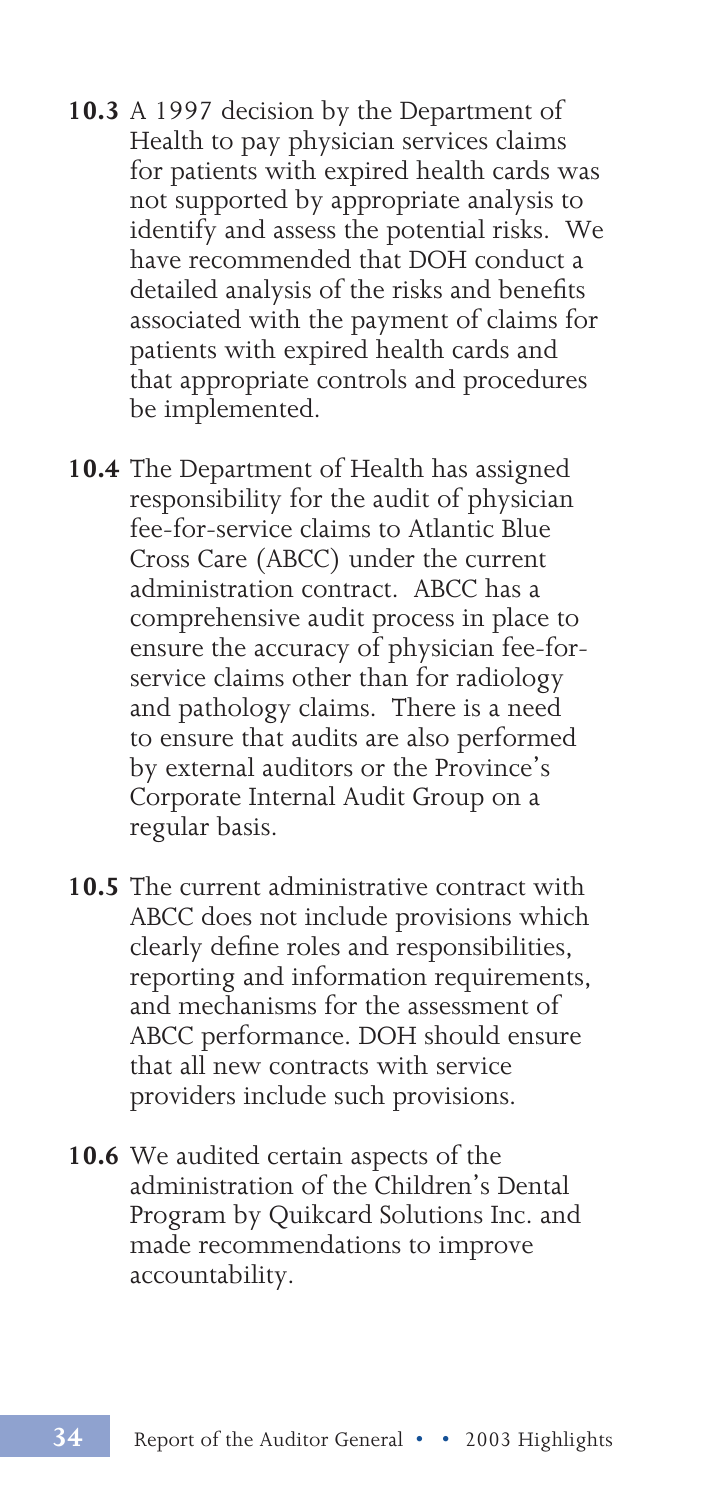**10.3** A 1997 decision by the Department of Health to pay physician services claims for patients with expired health cards was not supported by appropriate analysis to identify and assess the potential risks. We have recommended that DOH conduct a detailed analysis of the risks and benefits associated with the payment of claims for patients with expired health cards and that appropriate controls and procedures be implemented.

**10.4** The Department of Health has assigned responsibility for the audit of physician fee-for-service claims to Atlantic Blue Cross Care (ABCC) under the current administration contract. ABCC has a comprehensive audit process in place to ensure the accuracy of physician fee-for-service claims other than for radiology and pathology claims. There is a need to ensure that audits are also performed by external auditors or the Province's Corporate Internal Audit Group on a regular basis.

**10.5** The current administrative contract with ABCC does not include provisions which clearly define roles and responsibilities, reporting and information requirements, and mechanisms for the assessment of ABCC performance. DOH should ensure that all new contracts with service providers include such provisions.

**10.6** We audited certain aspects of the administration of the Children's Dental Program by Quikcard Solutions Inc. and made recommendations to improve accountability.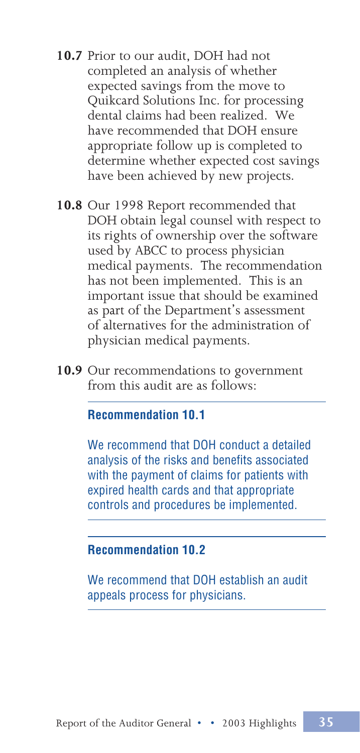**10.7** Prior to our audit, DOH had not completed an analysis of whether expected savings from the move to Quikcard Solutions Inc. for processing dental claims had been realized. We have recommended that DOH ensure appropriate follow up is completed to determine whether expected cost savings have been achieved by new projects.

**10.8** Our 1998 Report recommended that DOH obtain legal counsel with respect to its rights of ownership over the software used by ABCC to process physician medical payments. The recommendation has not been implemented. This is an important issue that should be examined as part of the Department's assessment of alternatives for the administration of physician medical payments.

**10.9** Our recommendations to government from this audit are as follows:

---

**Recommendation 10.1**

We recommend that DOH conduct a detailed analysis of the risks and benefits associated with the payment of claims for patients with expired health cards and that appropriate controls and procedures be implemented.

---

**Recommendation 10.2**

We recommend that DOH establish an audit appeals process for physicians.

---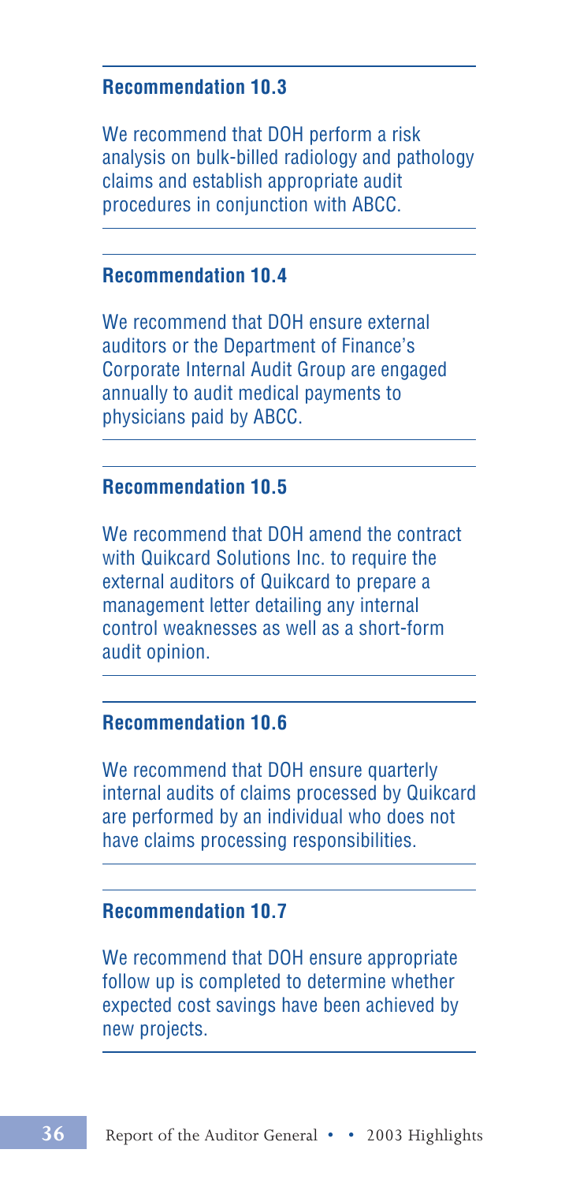### Recommendation 10.3

We recommend that DOH perform a risk analysis on bulk-billed radiology and pathology claims and establish appropriate audit procedures in conjunction with ABCC.

### Recommendation 10.4

We recommend that DOH ensure external auditors or the Department of Finance's Corporate Internal Audit Group are engaged annually to audit medical payments to physicians paid by ABCC.

### Recommendation 10.5

We recommend that DOH amend the contract with Quikcard Solutions Inc. to require the external auditors of Quikcard to prepare a management letter detailing any internal control weaknesses as well as a short-form audit opinion.

### Recommendation 10.6

We recommend that DOH ensure quarterly internal audits of claims processed by Quikcard are performed by an individual who does not have claims processing responsibilities.

### Recommendation 10.7

We recommend that DOH ensure appropriate follow up is completed to determine whether expected cost savings have been achieved by new projects.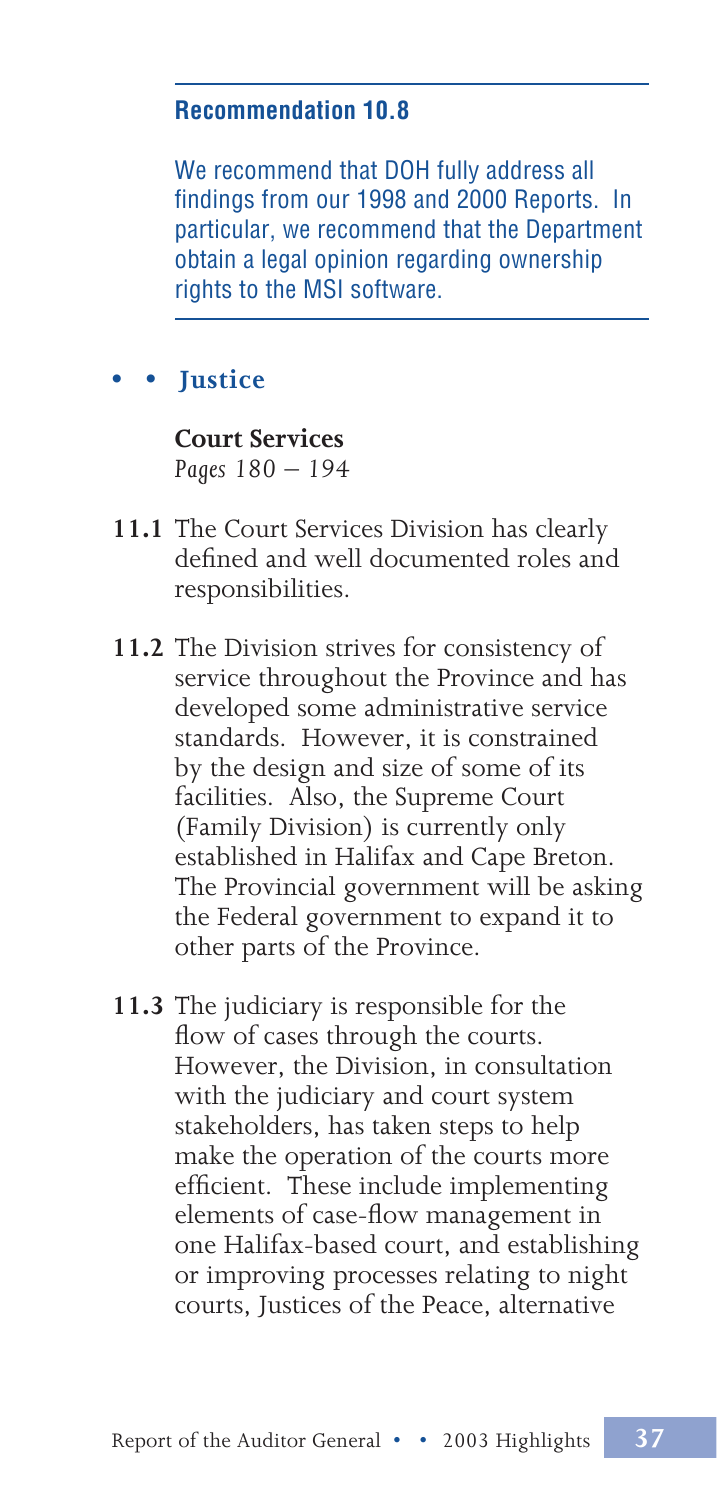**Recommendation 10.8**

We recommend that DOH fully address all findings from our 1998 and 2000 Reports. In particular, we recommend that the Department obtain a legal opinion regarding ownership rights to the MSI software.

## • • Justice

**Court Services**
*Pages 180 – 194*

**11.1** The Court Services Division has clearly defined and well documented roles and responsibilities.

**11.2** The Division strives for consistency of service throughout the Province and has developed some administrative service standards. However, it is constrained by the design and size of some of its facilities. Also, the Supreme Court (Family Division) is currently only established in Halifax and Cape Breton. The Provincial government will be asking the Federal government to expand it to other parts of the Province.

**11.3** The judiciary is responsible for the flow of cases through the courts. However, the Division, in consultation with the judiciary and court system stakeholders, has taken steps to help make the operation of the courts more efficient. These include implementing elements of case-flow management in one Halifax-based court, and establishing or improving processes relating to night courts, Justices of the Peace, alternative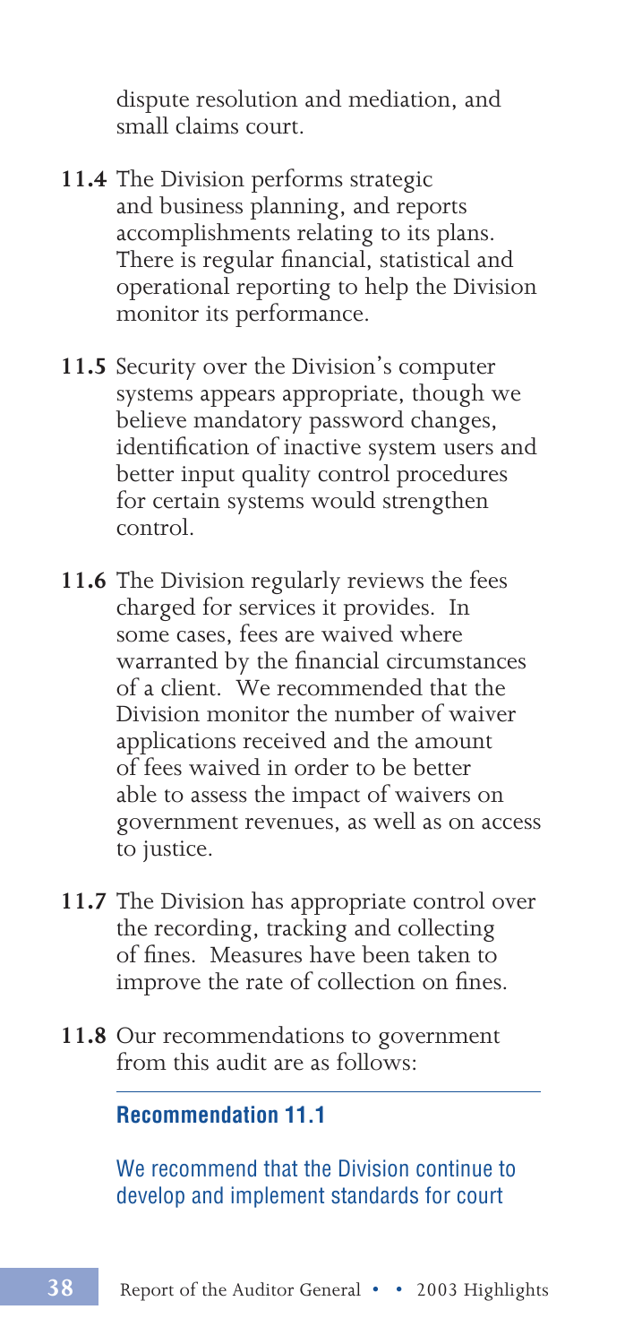dispute resolution and mediation, and small claims court.

**11.4** The Division performs strategic and business planning, and reports accomplishments relating to its plans. There is regular financial, statistical and operational reporting to help the Division monitor its performance.

**11.5** Security over the Division's computer systems appears appropriate, though we believe mandatory password changes, identification of inactive system users and better input quality control procedures for certain systems would strengthen control.

**11.6** The Division regularly reviews the fees charged for services it provides. In some cases, fees are waived where warranted by the financial circumstances of a client. We recommended that the Division monitor the number of waiver applications received and the amount of fees waived in order to be better able to assess the impact of waivers on government revenues, as well as on access to justice.

**11.7** The Division has appropriate control over the recording, tracking and collecting of fines. Measures have been taken to improve the rate of collection on fines.

**11.8** Our recommendations to government from this audit are as follows:

**Recommendation 11.1**

We recommend that the Division continue to develop and implement standards for court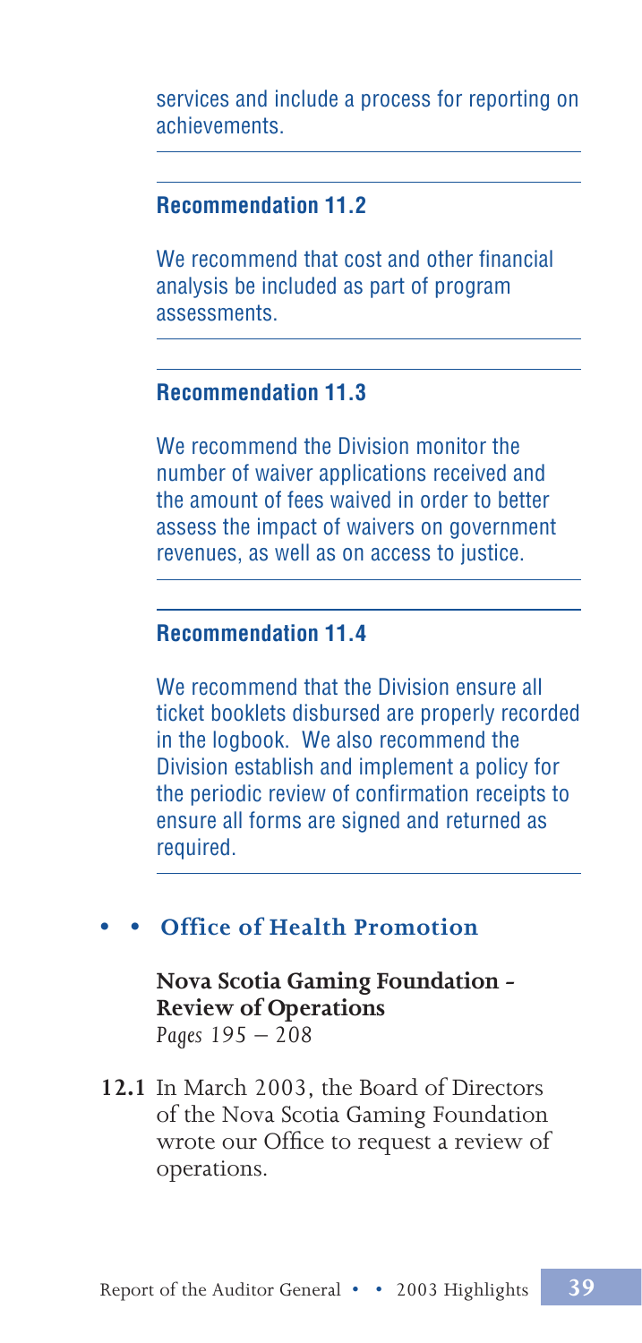services and include a process for reporting on achievements.

**Recommendation 11.2**

We recommend that cost and other financial analysis be included as part of program assessments.

**Recommendation 11.3**

We recommend the Division monitor the number of waiver applications received and the amount of fees waived in order to better assess the impact of waivers on government revenues, as well as on access to justice.

**Recommendation 11.4**

We recommend that the Division ensure all ticket booklets disbursed are properly recorded in the logbook. We also recommend the Division establish and implement a policy for the periodic review of confirmation receipts to ensure all forms are signed and returned as required.

## • • Office of Health Promotion

**Nova Scotia Gaming Foundation - Review of Operations**
*Pages 195 – 208*

**12.1** In March 2003, the Board of Directors of the Nova Scotia Gaming Foundation wrote our Office to request a review of operations.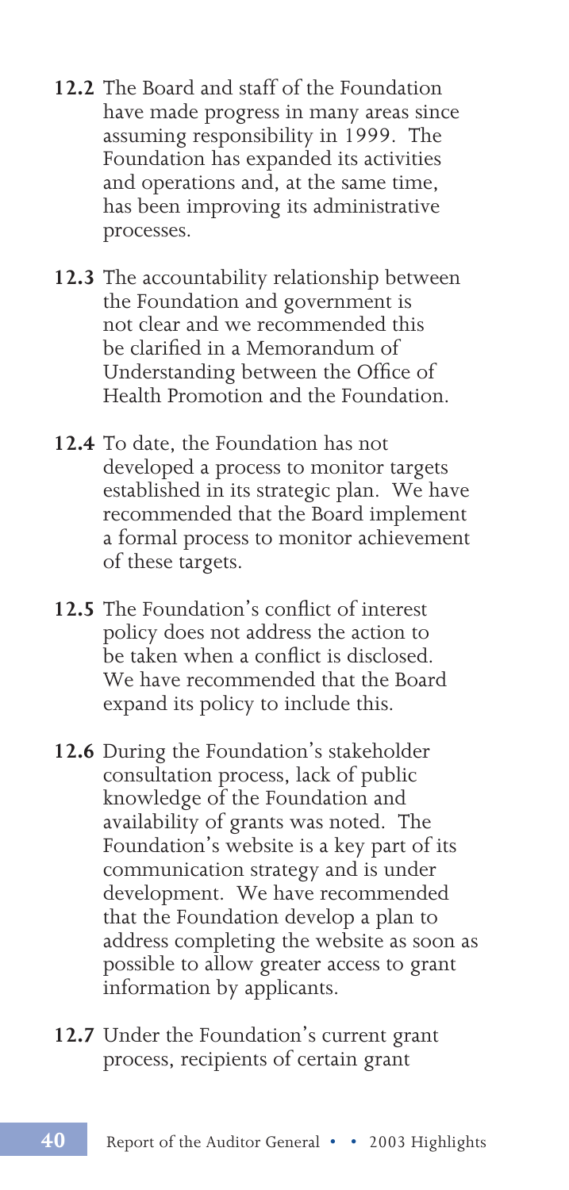**12.2** The Board and staff of the Foundation have made progress in many areas since assuming responsibility in 1999. The Foundation has expanded its activities and operations and, at the same time, has been improving its administrative processes.

**12.3** The accountability relationship between the Foundation and government is not clear and we recommended this be clarified in a Memorandum of Understanding between the Office of Health Promotion and the Foundation.

**12.4** To date, the Foundation has not developed a process to monitor targets established in its strategic plan. We have recommended that the Board implement a formal process to monitor achievement of these targets.

**12.5** The Foundation's conflict of interest policy does not address the action to be taken when a conflict is disclosed. We have recommended that the Board expand its policy to include this.

**12.6** During the Foundation's stakeholder consultation process, lack of public knowledge of the Foundation and availability of grants was noted. The Foundation's website is a key part of its communication strategy and is under development. We have recommended that the Foundation develop a plan to address completing the website as soon as possible to allow greater access to grant information by applicants.

**12.7** Under the Foundation's current grant process, recipients of certain grant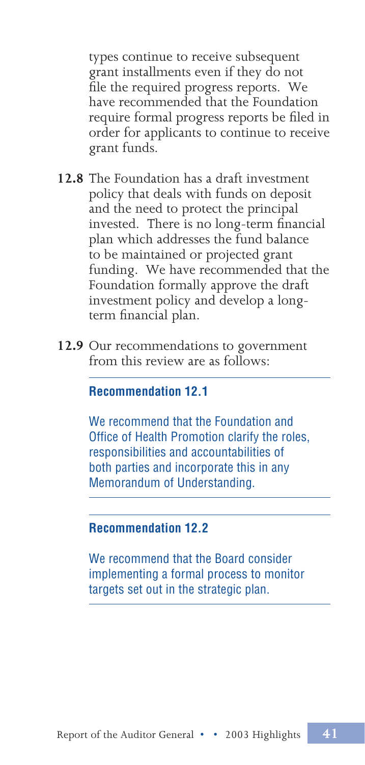types continue to receive subsequent grant installments even if they do not file the required progress reports. We have recommended that the Foundation require formal progress reports be filed in order for applicants to continue to receive grant funds.

**12.8** The Foundation has a draft investment policy that deals with funds on deposit and the need to protect the principal invested. There is no long-term financial plan which addresses the fund balance to be maintained or projected grant funding. We have recommended that the Foundation formally approve the draft investment policy and develop a long-term financial plan.

**12.9** Our recommendations to government from this review are as follows:

---

**Recommendation 12.1**

We recommend that the Foundation and Office of Health Promotion clarify the roles, responsibilities and accountabilities of both parties and incorporate this in any Memorandum of Understanding.

---

**Recommendation 12.2**

We recommend that the Board consider implementing a formal process to monitor targets set out in the strategic plan.

---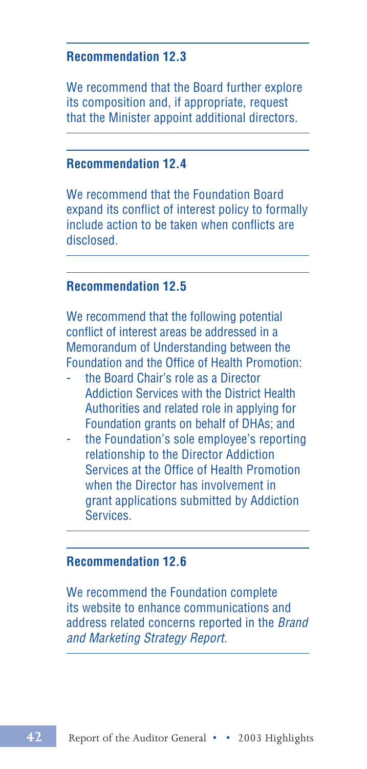**Recommendation 12.3**

We recommend that the Board further explore its composition and, if appropriate, request that the Minister appoint additional directors.

**Recommendation 12.4**

We recommend that the Foundation Board expand its conflict of interest policy to formally include action to be taken when conflicts are disclosed.

**Recommendation 12.5**

We recommend that the following potential conflict of interest areas be addressed in a Memorandum of Understanding between the Foundation and the Office of Health Promotion:

- the Board Chair's role as a Director Addiction Services with the District Health Authorities and related role in applying for Foundation grants on behalf of DHAs; and
- the Foundation's sole employee's reporting relationship to the Director Addiction Services at the Office of Health Promotion when the Director has involvement in grant applications submitted by Addiction Services.

**Recommendation 12.6**

We recommend the Foundation complete its website to enhance communications and address related concerns reported in the *Brand and Marketing Strategy Report*.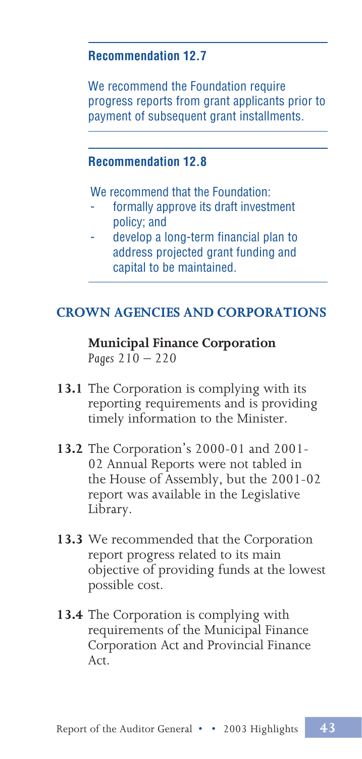**Recommendation 12.7**

We recommend the Foundation require progress reports from grant applicants prior to payment of subsequent grant installments.

**Recommendation 12.8**

We recommend that the Foundation:

- formally approve its draft investment policy; and
- develop a long-term financial plan to address projected grant funding and capital to be maintained.

## CROWN AGENCIES AND CORPORATIONS

### Municipal Finance Corporation

*Pages 210 – 220*

**13.1** The Corporation is complying with its reporting requirements and is providing timely information to the Minister.

**13.2** The Corporation's 2000-01 and 2001-02 Annual Reports were not tabled in the House of Assembly, but the 2001-02 report was available in the Legislative Library.

**13.3** We recommended that the Corporation report progress related to its main objective of providing funds at the lowest possible cost.

**13.4** The Corporation is complying with requirements of the Municipal Finance Corporation Act and Provincial Finance Act.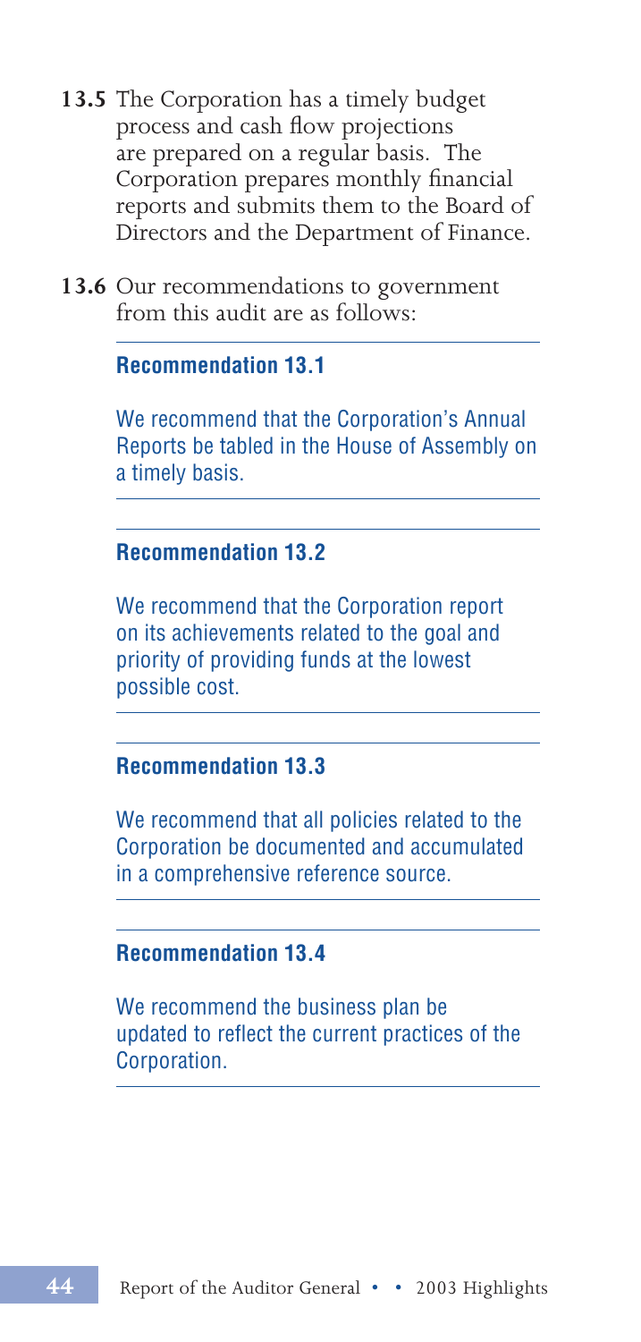**13.5** The Corporation has a timely budget process and cash flow projections are prepared on a regular basis. The Corporation prepares monthly financial reports and submits them to the Board of Directors and the Department of Finance.

**13.6** Our recommendations to government from this audit are as follows:

**Recommendation 13.1**

We recommend that the Corporation's Annual Reports be tabled in the House of Assembly on a timely basis.

**Recommendation 13.2**

We recommend that the Corporation report on its achievements related to the goal and priority of providing funds at the lowest possible cost.

**Recommendation 13.3**

We recommend that all policies related to the Corporation be documented and accumulated in a comprehensive reference source.

**Recommendation 13.4**

We recommend the business plan be updated to reflect the current practices of the Corporation.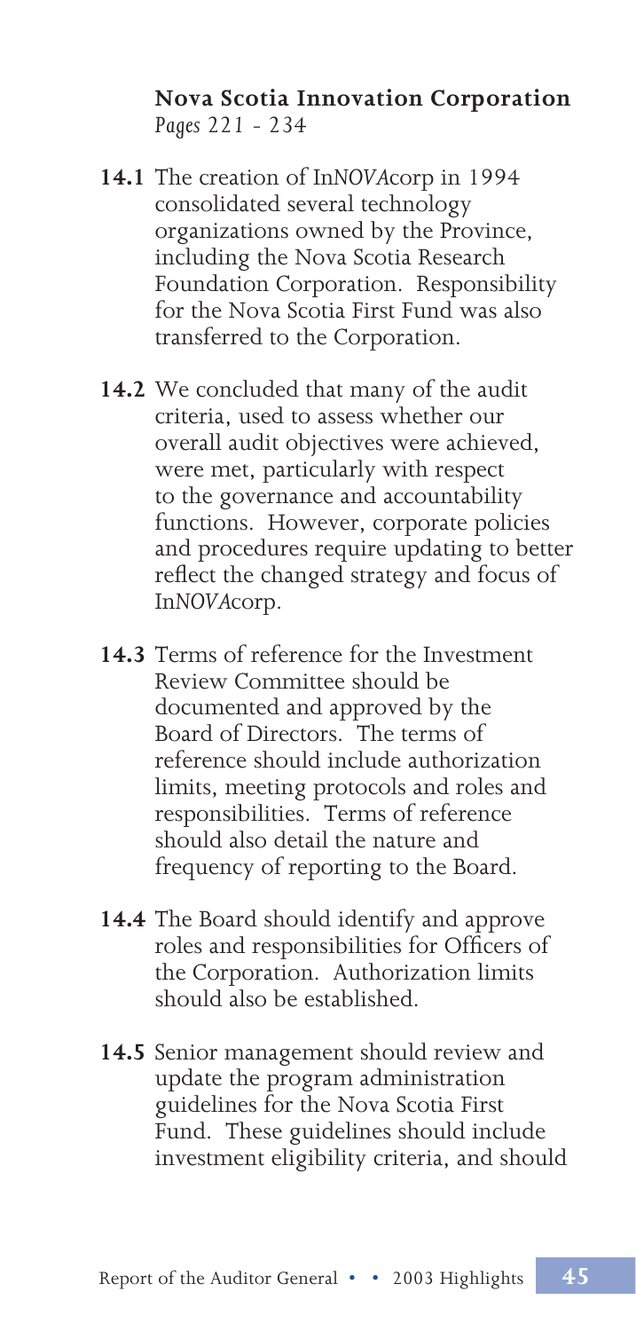## Nova Scotia Innovation Corporation

*Pages 221 - 234*

**14.1** The creation of In*NOVA*corp in 1994 consolidated several technology organizations owned by the Province, including the Nova Scotia Research Foundation Corporation. Responsibility for the Nova Scotia First Fund was also transferred to the Corporation.

**14.2** We concluded that many of the audit criteria, used to assess whether our overall audit objectives were achieved, were met, particularly with respect to the governance and accountability functions. However, corporate policies and procedures require updating to better reflect the changed strategy and focus of In*NOVA*corp.

**14.3** Terms of reference for the Investment Review Committee should be documented and approved by the Board of Directors. The terms of reference should include authorization limits, meeting protocols and roles and responsibilities. Terms of reference should also detail the nature and frequency of reporting to the Board.

**14.4** The Board should identify and approve roles and responsibilities for Officers of the Corporation. Authorization limits should also be established.

**14.5** Senior management should review and update the program administration guidelines for the Nova Scotia First Fund. These guidelines should include investment eligibility criteria, and should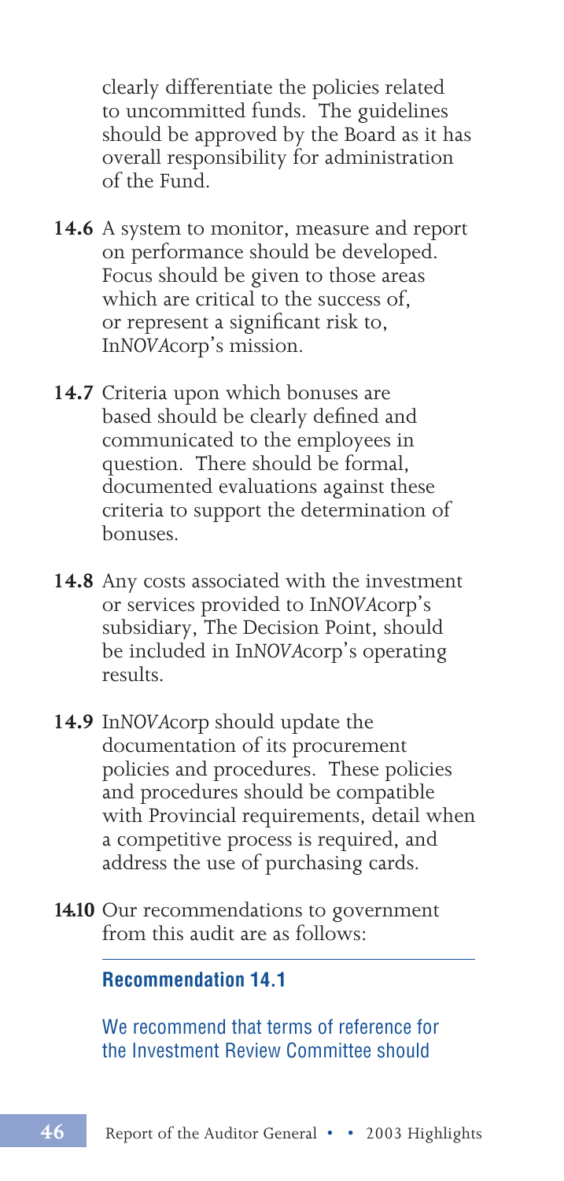clearly differentiate the policies related to uncommitted funds. The guidelines should be approved by the Board as it has overall responsibility for administration of the Fund.

**14.6** A system to monitor, measure and report on performance should be developed. Focus should be given to those areas which are critical to the success of, or represent a significant risk to, In*NOVA*corp's mission.

**14.7** Criteria upon which bonuses are based should be clearly defined and communicated to the employees in question. There should be formal, documented evaluations against these criteria to support the determination of bonuses.

**14.8** Any costs associated with the investment or services provided to In*NOVA*corp's subsidiary, The Decision Point, should be included in In*NOVA*corp's operating results.

**14.9** In*NOVA*corp should update the documentation of its procurement policies and procedures. These policies and procedures should be compatible with Provincial requirements, detail when a competitive process is required, and address the use of purchasing cards.

**14.10** Our recommendations to government from this audit are as follows:

**Recommendation 14.1**

We recommend that terms of reference for the Investment Review Committee should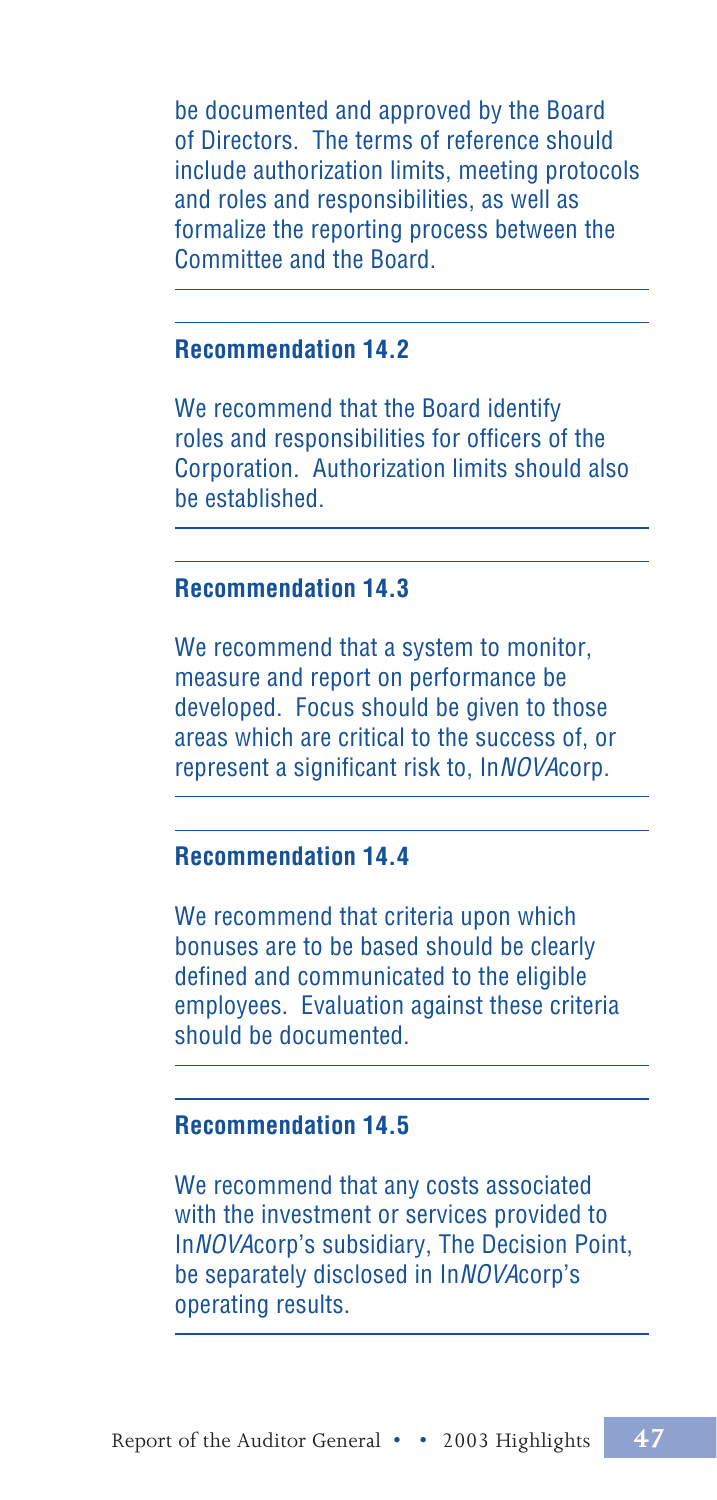be documented and approved by the Board of Directors. The terms of reference should include authorization limits, meeting protocols and roles and responsibilities, as well as formalize the reporting process between the Committee and the Board.

### Recommendation 14.2

We recommend that the Board identify roles and responsibilities for officers of the Corporation. Authorization limits should also be established.

### Recommendation 14.3

We recommend that a system to monitor, measure and report on performance be developed. Focus should be given to those areas which are critical to the success of, or represent a significant risk to, In*NOVA*corp.

### Recommendation 14.4

We recommend that criteria upon which bonuses are to be based should be clearly defined and communicated to the eligible employees. Evaluation against these criteria should be documented.

### Recommendation 14.5

We recommend that any costs associated with the investment or services provided to In*NOVA*corp's subsidiary, The Decision Point, be separately disclosed in In*NOVA*corp's operating results.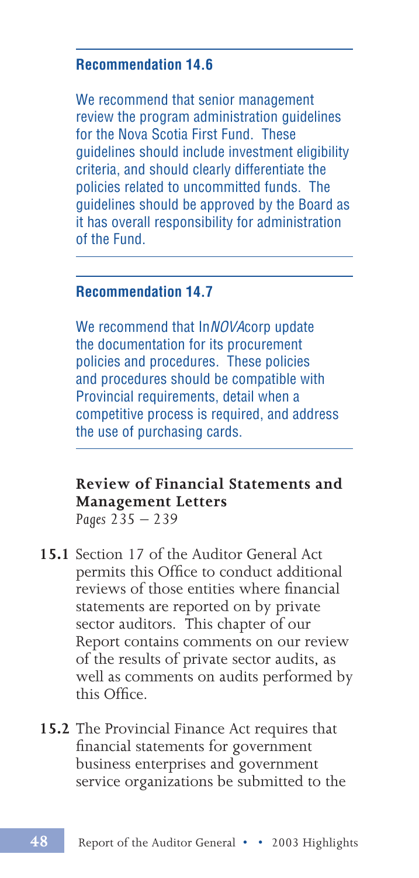**Recommendation 14.6**

We recommend that senior management review the program administration guidelines for the Nova Scotia First Fund. These guidelines should include investment eligibility criteria, and should clearly differentiate the policies related to uncommitted funds. The guidelines should be approved by the Board as it has overall responsibility for administration of the Fund.

**Recommendation 14.7**

We recommend that In*NOVA*corp update the documentation for its procurement policies and procedures. These policies and procedures should be compatible with Provincial requirements, detail when a competitive process is required, and address the use of purchasing cards.

## Review of Financial Statements and Management Letters

*Pages 235 – 239*

**15.1** Section 17 of the Auditor General Act permits this Office to conduct additional reviews of those entities where financial statements are reported on by private sector auditors. This chapter of our Report contains comments on our review of the results of private sector audits, as well as comments on audits performed by this Office.

**15.2** The Provincial Finance Act requires that financial statements for government business enterprises and government service organizations be submitted to the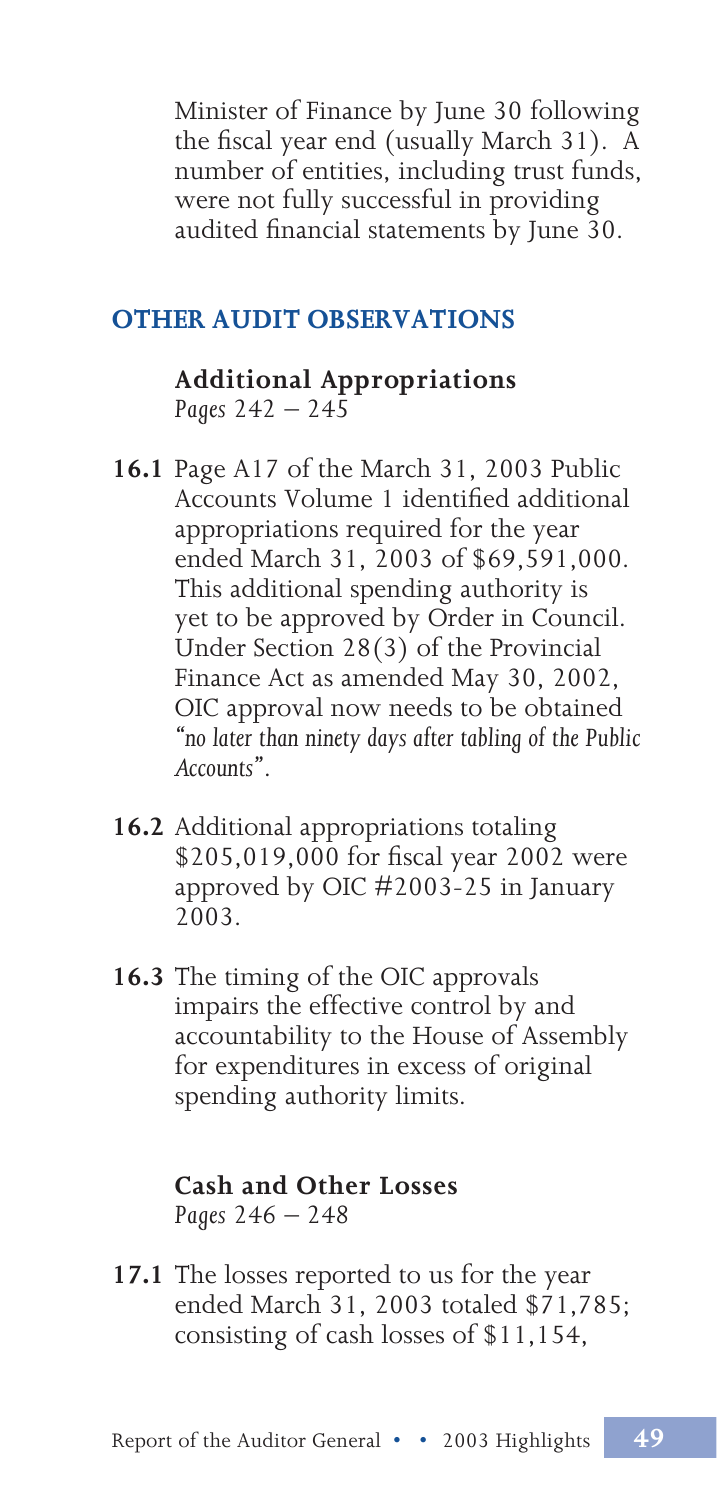Minister of Finance by June 30 following the fiscal year end (usually March 31). A number of entities, including trust funds, were not fully successful in providing audited financial statements by June 30.

## OTHER AUDIT OBSERVATIONS

### Additional Appropriations

*Pages 242 – 245*

**16.1** Page A17 of the March 31, 2003 Public Accounts Volume 1 identified additional appropriations required for the year ended March 31, 2003 of $69,591,000. This additional spending authority is yet to be approved by Order in Council. Under Section 28(3) of the Provincial Finance Act as amended May 30, 2002, OIC approval now needs to be obtained *"no later than ninety days after tabling of the Public Accounts"*.

**16.2** Additional appropriations totaling $205,019,000 for fiscal year 2002 were approved by OIC #2003-25 in January 2003.

**16.3** The timing of the OIC approvals impairs the effective control by and accountability to the House of Assembly for expenditures in excess of original spending authority limits.

### Cash and Other Losses

*Pages 246 – 248*

**17.1** The losses reported to us for the year ended March 31, 2003 totaled $71,785; consisting of cash losses of $11,154,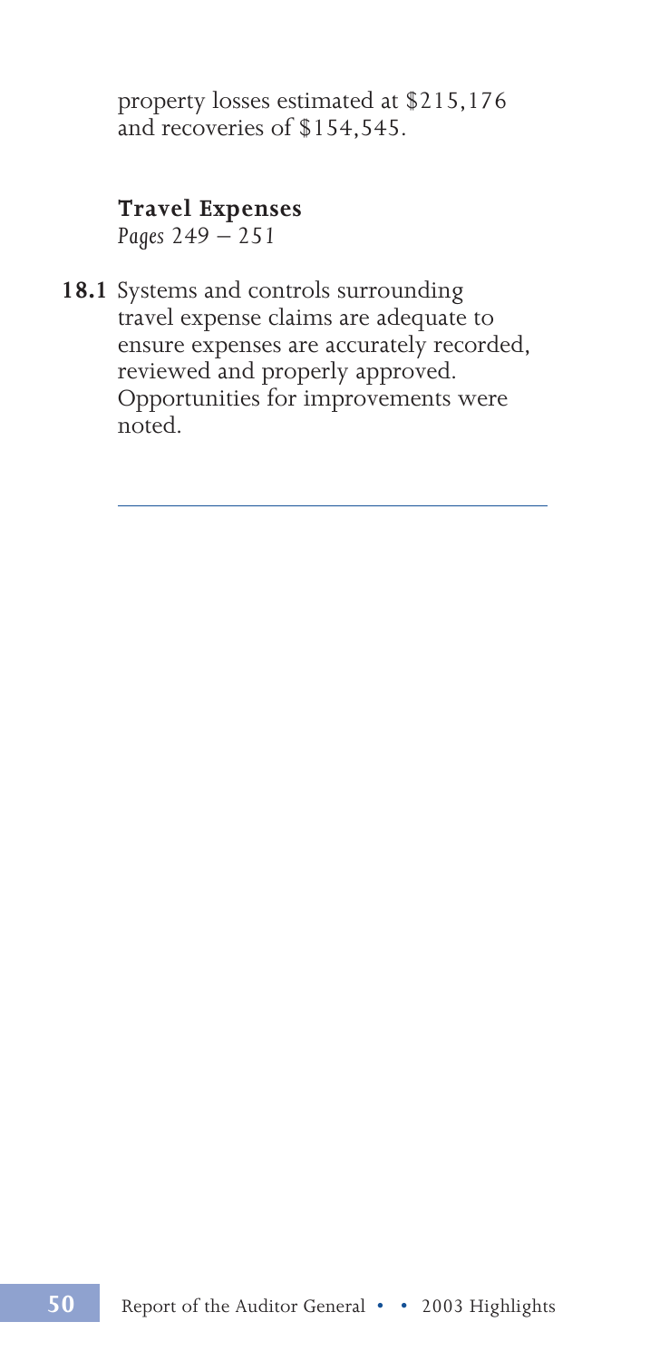property losses estimated at $215,176 and recoveries of $154,545.

### Travel Expenses

*Pages 249 – 251*

**18.1** Systems and controls surrounding travel expense claims are adequate to ensure expenses are accurately recorded, reviewed and properly approved. Opportunities for improvements were noted.

---